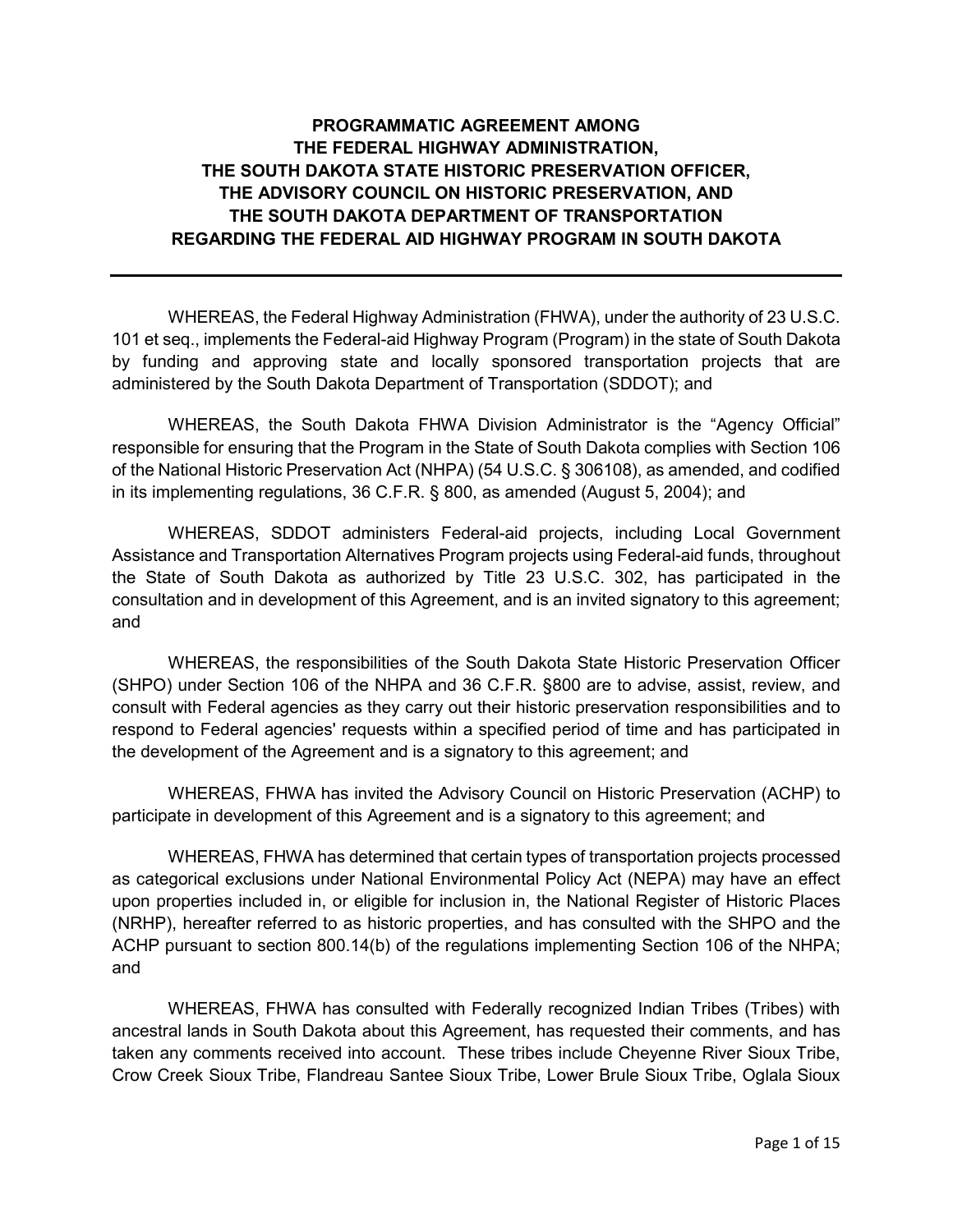# PROGRAMMATIC AGREEMENT AMONG THE FEDERAL HIGHWAY ADMINISTRATION, THE SOUTH DAKOTA STATE HISTORIC PRESERVATION OFFICER, THE ADVISORY COUNCIL ON HISTORIC PRESERVATION, AND THE SOUTH DAKOTA DEPARTMENT OF TRANSPORTATION REGARDING THE FEDERAL AID HIGHWAY PROGRAM IN SOUTH DAKOTA

---

WHEREAS, the Federal Highway Administration (FHWA), under the authority of 23 U.S.C. 101 et seq., implements the Federal-aid Highway Program (Program) in the state of South Dakota by funding and approving state and locally sponsored transportation projects that are administered by the South Dakota Department of Transportation (SDDOT); and

WHEREAS, the South Dakota FHWA Division Administrator is the "Agency Official" responsible for ensuring that the Program in the State of South Dakota complies with Section 106 of the National Historic Preservation Act (NHPA) (54 U.S.C. § 306108), as amended, and codified in its implementing regulations, 36 C.F.R. § 800, as amended (August 5, 2004); and

WHEREAS, SDDOT administers Federal-aid projects, including Local Government Assistance and Transportation Alternatives Program projects using Federal-aid funds, throughout the State of South Dakota as authorized by Title 23 U.S.C. 302, has participated in the consultation and in development of this Agreement, and is an invited signatory to this agreement; and

WHEREAS, the responsibilities of the South Dakota State Historic Preservation Officer (SHPO) under Section 106 of the NHPA and 36 C.F.R. §800 are to advise, assist, review, and consult with Federal agencies as they carry out their historic preservation responsibilities and to respond to Federal agencies' requests within a specified period of time and has participated in the development of the Agreement and is a signatory to this agreement; and

WHEREAS, FHWA has invited the Advisory Council on Historic Preservation (ACHP) to participate in development of this Agreement and is a signatory to this agreement; and

WHEREAS, FHWA has determined that certain types of transportation projects processed as categorical exclusions under National Environmental Policy Act (NEPA) may have an effect upon properties included in, or eligible for inclusion in, the National Register of Historic Places (NRHP), hereafter referred to as historic properties, and has consulted with the SHPO and the ACHP pursuant to section 800.14(b) of the regulations implementing Section 106 of the NHPA; and

WHEREAS, FHWA has consulted with Federally recognized Indian Tribes (Tribes) with ancestral lands in South Dakota about this Agreement, has requested their comments, and has taken any comments received into account. These tribes include Cheyenne River Sioux Tribe, Crow Creek Sioux Tribe, Flandreau Santee Sioux Tribe, Lower Brule Sioux Tribe, Oglala Sioux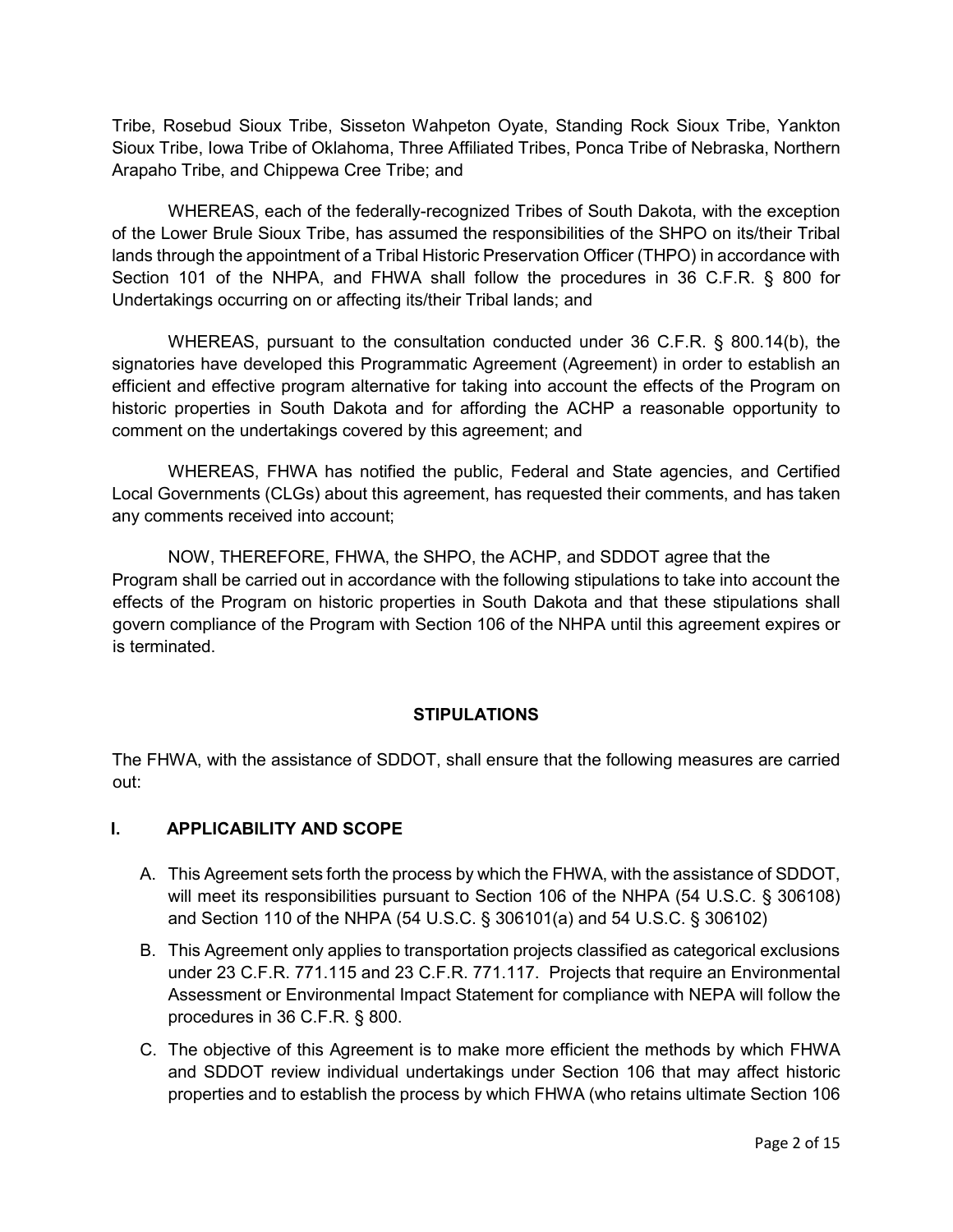Tribe, Rosebud Sioux Tribe, Sisseton Wahpeton Oyate, Standing Rock Sioux Tribe, Yankton Sioux Tribe, Iowa Tribe of Oklahoma, Three Affiliated Tribes, Ponca Tribe of Nebraska, Northern Arapaho Tribe, and Chippewa Cree Tribe; and

WHEREAS, each of the federally-recognized Tribes of South Dakota, with the exception of the Lower Brule Sioux Tribe, has assumed the responsibilities of the SHPO on its/their Tribal lands through the appointment of a Tribal Historic Preservation Officer (THPO) in accordance with Section 101 of the NHPA, and FHWA shall follow the procedures in 36 C.F.R. § 800 for Undertakings occurring on or affecting its/their Tribal lands; and

WHEREAS, pursuant to the consultation conducted under 36 C.F.R. § 800.14(b), the signatories have developed this Programmatic Agreement (Agreement) in order to establish an efficient and effective program alternative for taking into account the effects of the Program on historic properties in South Dakota and for affording the ACHP a reasonable opportunity to comment on the undertakings covered by this agreement; and

WHEREAS, FHWA has notified the public, Federal and State agencies, and Certified Local Governments (CLGs) about this agreement, has requested their comments, and has taken any comments received into account;

NOW, THEREFORE, FHWA, the SHPO, the ACHP, and SDDOT agree that the Program shall be carried out in accordance with the following stipulations to take into account the effects of the Program on historic properties in South Dakota and that these stipulations shall govern compliance of the Program with Section 106 of the NHPA until this agreement expires or is terminated.

## STIPULATIONS

The FHWA, with the assistance of SDDOT, shall ensure that the following measures are carried out:

### I. APPLICABILITY AND SCOPE

A. This Agreement sets forth the process by which the FHWA, with the assistance of SDDOT, will meet its responsibilities pursuant to Section 106 of the NHPA (54 U.S.C. § 306108) and Section 110 of the NHPA (54 U.S.C. § 306101(a) and 54 U.S.C. § 306102)

B. This Agreement only applies to transportation projects classified as categorical exclusions under 23 C.F.R. 771.115 and 23 C.F.R. 771.117. Projects that require an Environmental Assessment or Environmental Impact Statement for compliance with NEPA will follow the procedures in 36 C.F.R. § 800.

C. The objective of this Agreement is to make more efficient the methods by which FHWA and SDDOT review individual undertakings under Section 106 that may affect historic properties and to establish the process by which FHWA (who retains ultimate Section 106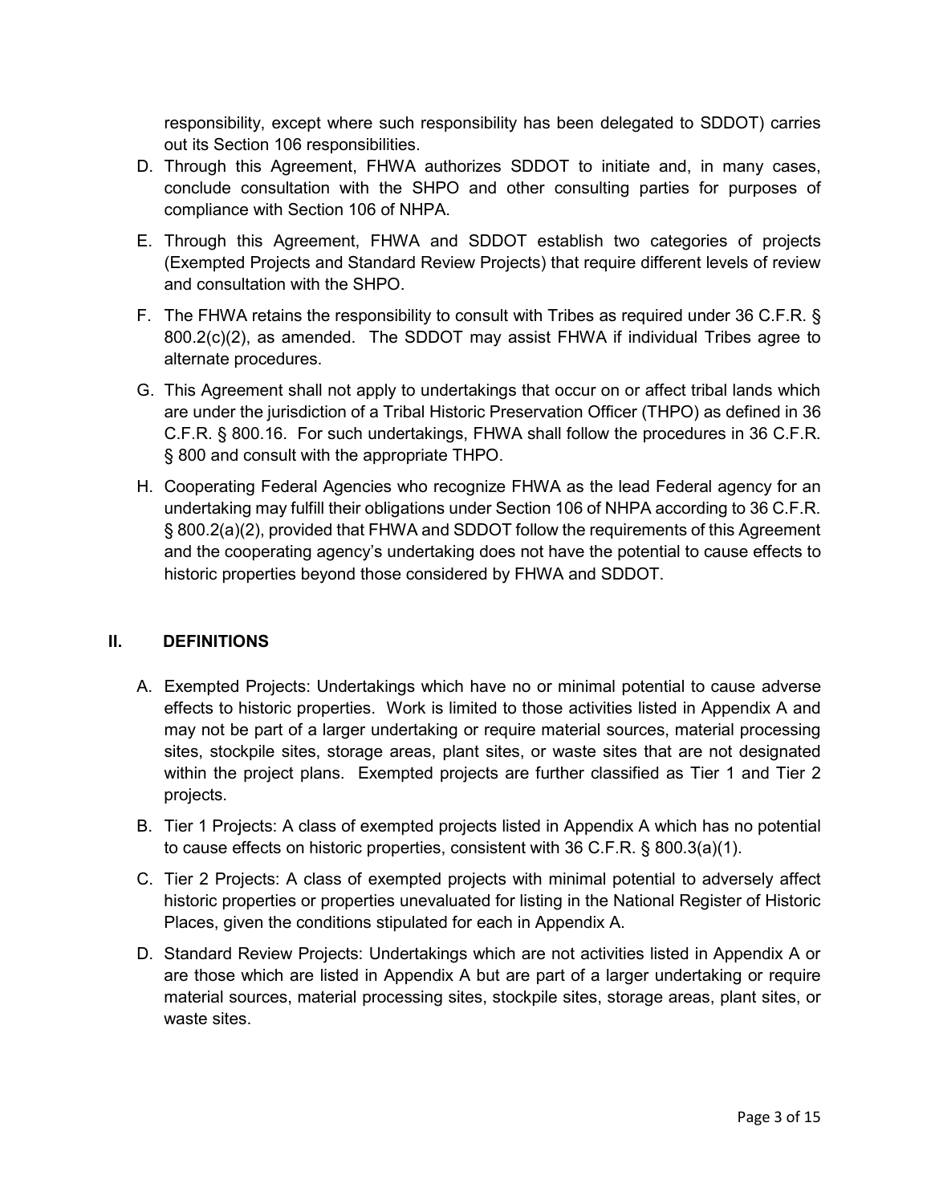responsibility, except where such responsibility has been delegated to SDDOT) carries out its Section 106 responsibilities.

D. Through this Agreement, FHWA authorizes SDDOT to initiate and, in many cases, conclude consultation with the SHPO and other consulting parties for purposes of compliance with Section 106 of NHPA.

E. Through this Agreement, FHWA and SDDOT establish two categories of projects (Exempted Projects and Standard Review Projects) that require different levels of review and consultation with the SHPO.

F. The FHWA retains the responsibility to consult with Tribes as required under 36 C.F.R. § 800.2(c)(2), as amended. The SDDOT may assist FHWA if individual Tribes agree to alternate procedures.

G. This Agreement shall not apply to undertakings that occur on or affect tribal lands which are under the jurisdiction of a Tribal Historic Preservation Officer (THPO) as defined in 36 C.F.R. § 800.16. For such undertakings, FHWA shall follow the procedures in 36 C.F.R. § 800 and consult with the appropriate THPO.

H. Cooperating Federal Agencies who recognize FHWA as the lead Federal agency for an undertaking may fulfill their obligations under Section 106 of NHPA according to 36 C.F.R. § 800.2(a)(2), provided that FHWA and SDDOT follow the requirements of this Agreement and the cooperating agency's undertaking does not have the potential to cause effects to historic properties beyond those considered by FHWA and SDDOT.

## II. DEFINITIONS

A. Exempted Projects: Undertakings which have no or minimal potential to cause adverse effects to historic properties. Work is limited to those activities listed in Appendix A and may not be part of a larger undertaking or require material sources, material processing sites, stockpile sites, storage areas, plant sites, or waste sites that are not designated within the project plans. Exempted projects are further classified as Tier 1 and Tier 2 projects.

B. Tier 1 Projects: A class of exempted projects listed in Appendix A which has no potential to cause effects on historic properties, consistent with 36 C.F.R. § 800.3(a)(1).

C. Tier 2 Projects: A class of exempted projects with minimal potential to adversely affect historic properties or properties unevaluated for listing in the National Register of Historic Places, given the conditions stipulated for each in Appendix A.

D. Standard Review Projects: Undertakings which are not activities listed in Appendix A or are those which are listed in Appendix A but are part of a larger undertaking or require material sources, material processing sites, stockpile sites, storage areas, plant sites, or waste sites.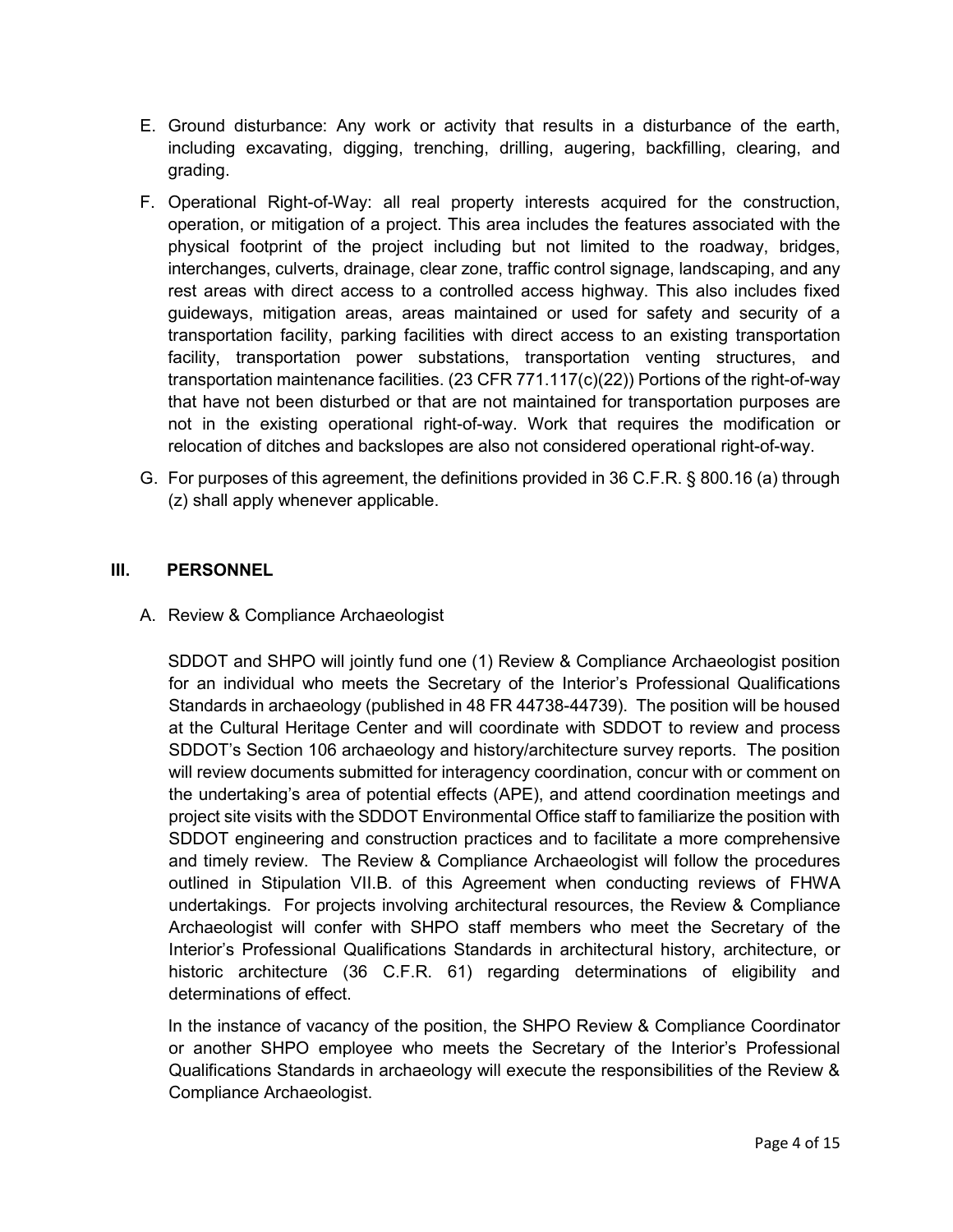E. Ground disturbance: Any work or activity that results in a disturbance of the earth, including excavating, digging, trenching, drilling, augering, backfilling, clearing, and grading.

F. Operational Right-of-Way: all real property interests acquired for the construction, operation, or mitigation of a project. This area includes the features associated with the physical footprint of the project including but not limited to the roadway, bridges, interchanges, culverts, drainage, clear zone, traffic control signage, landscaping, and any rest areas with direct access to a controlled access highway. This also includes fixed guideways, mitigation areas, areas maintained or used for safety and security of a transportation facility, parking facilities with direct access to an existing transportation facility, transportation power substations, transportation venting structures, and transportation maintenance facilities. (23 CFR 771.117(c)(22)) Portions of the right-of-way that have not been disturbed or that are not maintained for transportation purposes are not in the existing operational right-of-way. Work that requires the modification or relocation of ditches and backslopes are also not considered operational right-of-way.

G. For purposes of this agreement, the definitions provided in 36 C.F.R. § 800.16 (a) through (z) shall apply whenever applicable.

## III. PERSONNEL

A. Review & Compliance Archaeologist

SDDOT and SHPO will jointly fund one (1) Review & Compliance Archaeologist position for an individual who meets the Secretary of the Interior's Professional Qualifications Standards in archaeology (published in 48 FR 44738-44739). The position will be housed at the Cultural Heritage Center and will coordinate with SDDOT to review and process SDDOT's Section 106 archaeology and history/architecture survey reports. The position will review documents submitted for interagency coordination, concur with or comment on the undertaking's area of potential effects (APE), and attend coordination meetings and project site visits with the SDDOT Environmental Office staff to familiarize the position with SDDOT engineering and construction practices and to facilitate a more comprehensive and timely review. The Review & Compliance Archaeologist will follow the procedures outlined in Stipulation VII.B. of this Agreement when conducting reviews of FHWA undertakings. For projects involving architectural resources, the Review & Compliance Archaeologist will confer with SHPO staff members who meet the Secretary of the Interior's Professional Qualifications Standards in architectural history, architecture, or historic architecture (36 C.F.R. 61) regarding determinations of eligibility and determinations of effect.

In the instance of vacancy of the position, the SHPO Review & Compliance Coordinator or another SHPO employee who meets the Secretary of the Interior's Professional Qualifications Standards in archaeology will execute the responsibilities of the Review & Compliance Archaeologist.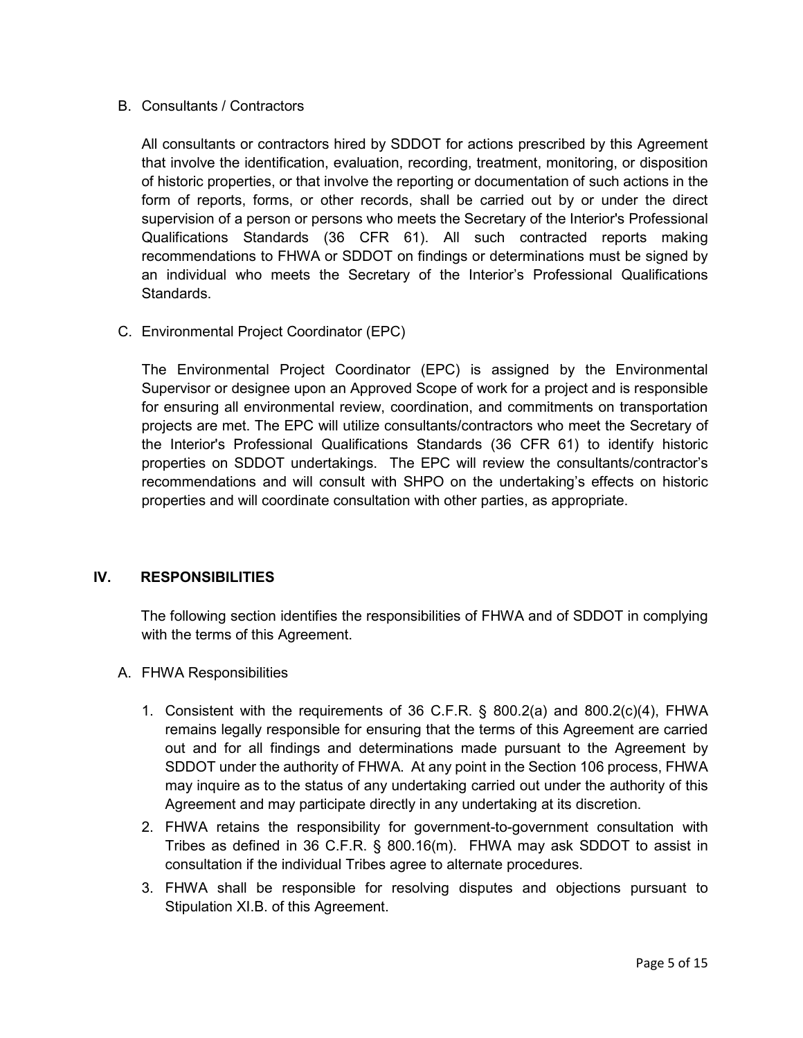B. Consultants / Contractors

All consultants or contractors hired by SDDOT for actions prescribed by this Agreement that involve the identification, evaluation, recording, treatment, monitoring, or disposition of historic properties, or that involve the reporting or documentation of such actions in the form of reports, forms, or other records, shall be carried out by or under the direct supervision of a person or persons who meets the Secretary of the Interior's Professional Qualifications Standards (36 CFR 61). All such contracted reports making recommendations to FHWA or SDDOT on findings or determinations must be signed by an individual who meets the Secretary of the Interior's Professional Qualifications Standards.

C. Environmental Project Coordinator (EPC)

The Environmental Project Coordinator (EPC) is assigned by the Environmental Supervisor or designee upon an Approved Scope of work for a project and is responsible for ensuring all environmental review, coordination, and commitments on transportation projects are met. The EPC will utilize consultants/contractors who meet the Secretary of the Interior's Professional Qualifications Standards (36 CFR 61) to identify historic properties on SDDOT undertakings. The EPC will review the consultants/contractor's recommendations and will consult with SHPO on the undertaking's effects on historic properties and will coordinate consultation with other parties, as appropriate.

## IV. RESPONSIBILITIES

The following section identifies the responsibilities of FHWA and of SDDOT in complying with the terms of this Agreement.

A. FHWA Responsibilities

1. Consistent with the requirements of 36 C.F.R. § 800.2(a) and 800.2(c)(4), FHWA remains legally responsible for ensuring that the terms of this Agreement are carried out and for all findings and determinations made pursuant to the Agreement by SDDOT under the authority of FHWA. At any point in the Section 106 process, FHWA may inquire as to the status of any undertaking carried out under the authority of this Agreement and may participate directly in any undertaking at its discretion.
2. FHWA retains the responsibility for government-to-government consultation with Tribes as defined in 36 C.F.R. § 800.16(m). FHWA may ask SDDOT to assist in consultation if the individual Tribes agree to alternate procedures.
3. FHWA shall be responsible for resolving disputes and objections pursuant to Stipulation XI.B. of this Agreement.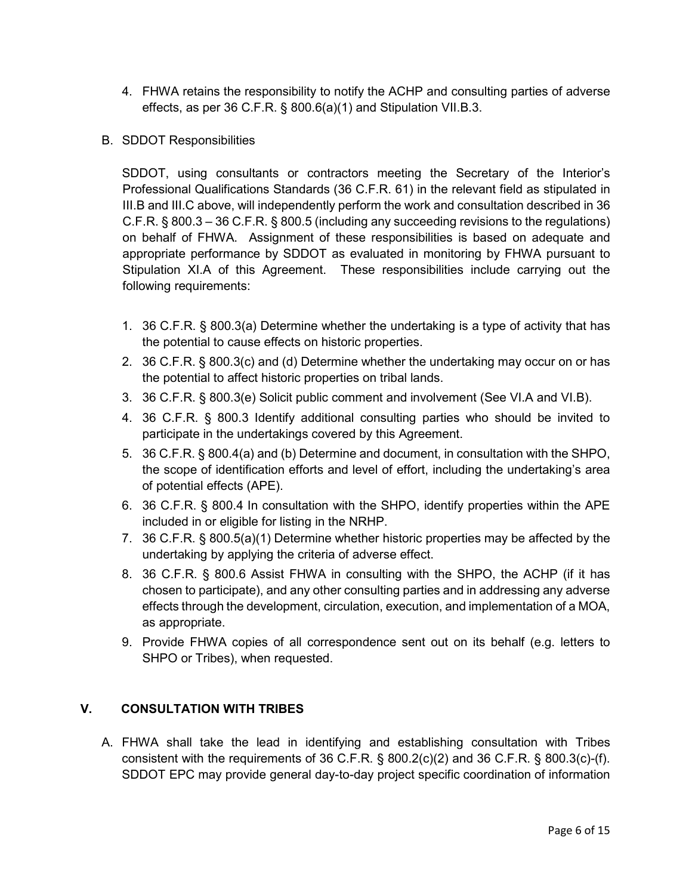4. FHWA retains the responsibility to notify the ACHP and consulting parties of adverse effects, as per 36 C.F.R. § 800.6(a)(1) and Stipulation VII.B.3.

B. SDDOT Responsibilities

SDDOT, using consultants or contractors meeting the Secretary of the Interior's Professional Qualifications Standards (36 C.F.R. 61) in the relevant field as stipulated in III.B and III.C above, will independently perform the work and consultation described in 36 C.F.R. § 800.3 – 36 C.F.R. § 800.5 (including any succeeding revisions to the regulations) on behalf of FHWA. Assignment of these responsibilities is based on adequate and appropriate performance by SDDOT as evaluated in monitoring by FHWA pursuant to Stipulation XI.A of this Agreement. These responsibilities include carrying out the following requirements:

1. 36 C.F.R. § 800.3(a) Determine whether the undertaking is a type of activity that has the potential to cause effects on historic properties.
2. 36 C.F.R. § 800.3(c) and (d) Determine whether the undertaking may occur on or has the potential to affect historic properties on tribal lands.
3. 36 C.F.R. § 800.3(e) Solicit public comment and involvement (See VI.A and VI.B).
4. 36 C.F.R. § 800.3 Identify additional consulting parties who should be invited to participate in the undertakings covered by this Agreement.
5. 36 C.F.R. § 800.4(a) and (b) Determine and document, in consultation with the SHPO, the scope of identification efforts and level of effort, including the undertaking's area of potential effects (APE).
6. 36 C.F.R. § 800.4 In consultation with the SHPO, identify properties within the APE included in or eligible for listing in the NRHP.
7. 36 C.F.R. § 800.5(a)(1) Determine whether historic properties may be affected by the undertaking by applying the criteria of adverse effect.
8. 36 C.F.R. § 800.6 Assist FHWA in consulting with the SHPO, the ACHP (if it has chosen to participate), and any other consulting parties and in addressing any adverse effects through the development, circulation, execution, and implementation of a MOA, as appropriate.
9. Provide FHWA copies of all correspondence sent out on its behalf (e.g. letters to SHPO or Tribes), when requested.

## V. CONSULTATION WITH TRIBES

A. FHWA shall take the lead in identifying and establishing consultation with Tribes consistent with the requirements of 36 C.F.R. § 800.2(c)(2) and 36 C.F.R. § 800.3(c)-(f). SDDOT EPC may provide general day-to-day project specific coordination of information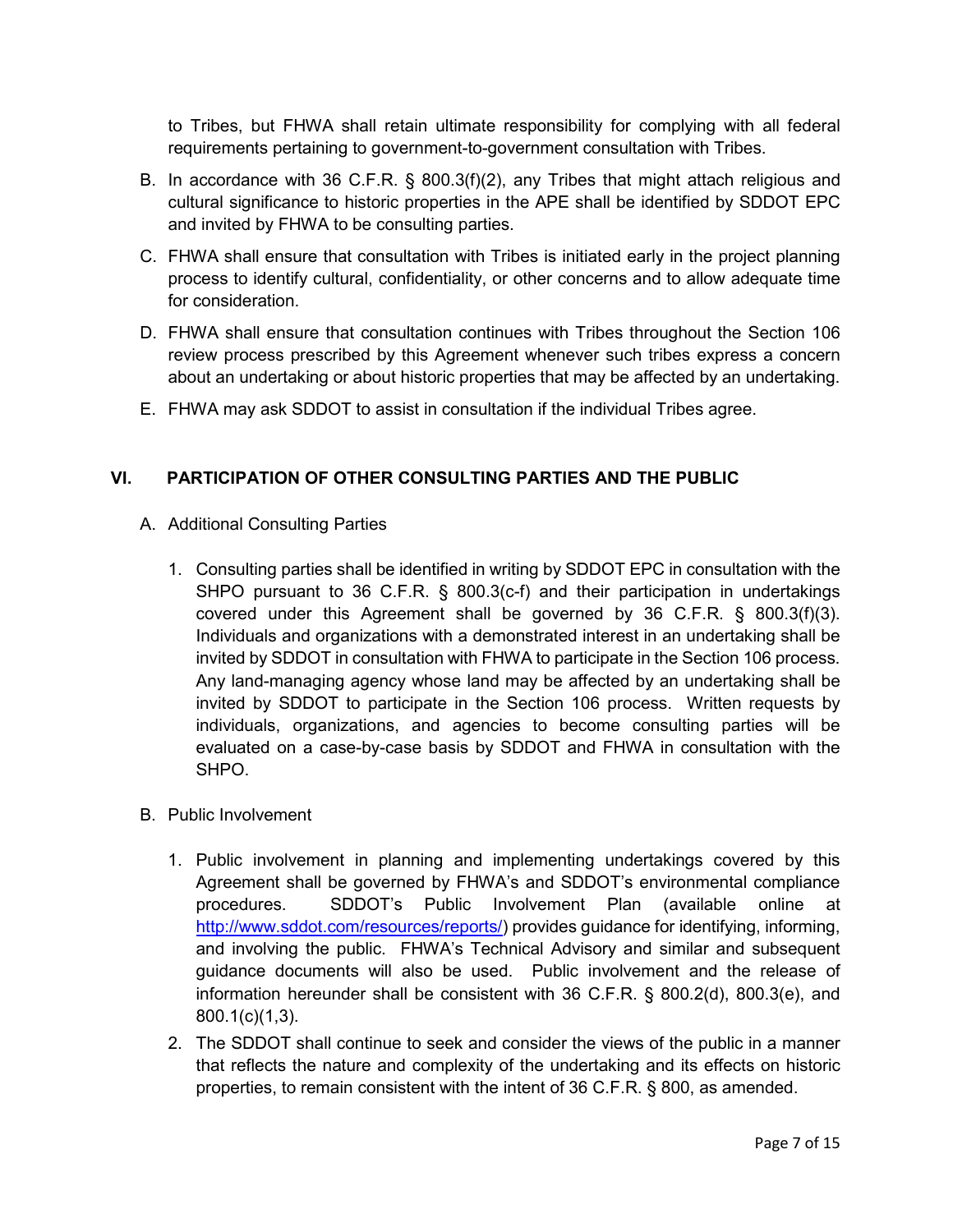to Tribes, but FHWA shall retain ultimate responsibility for complying with all federal requirements pertaining to government-to-government consultation with Tribes.

B. In accordance with 36 C.F.R. § 800.3(f)(2), any Tribes that might attach religious and cultural significance to historic properties in the APE shall be identified by SDDOT EPC and invited by FHWA to be consulting parties.

C. FHWA shall ensure that consultation with Tribes is initiated early in the project planning process to identify cultural, confidentiality, or other concerns and to allow adequate time for consideration.

D. FHWA shall ensure that consultation continues with Tribes throughout the Section 106 review process prescribed by this Agreement whenever such tribes express a concern about an undertaking or about historic properties that may be affected by an undertaking.

E. FHWA may ask SDDOT to assist in consultation if the individual Tribes agree.

## VI. PARTICIPATION OF OTHER CONSULTING PARTIES AND THE PUBLIC

A. Additional Consulting Parties

1. Consulting parties shall be identified in writing by SDDOT EPC in consultation with the SHPO pursuant to 36 C.F.R. § 800.3(c-f) and their participation in undertakings covered under this Agreement shall be governed by 36 C.F.R. § 800.3(f)(3). Individuals and organizations with a demonstrated interest in an undertaking shall be invited by SDDOT in consultation with FHWA to participate in the Section 106 process. Any land-managing agency whose land may be affected by an undertaking shall be invited by SDDOT to participate in the Section 106 process. Written requests by individuals, organizations, and agencies to become consulting parties will be evaluated on a case-by-case basis by SDDOT and FHWA in consultation with the SHPO.

B. Public Involvement

1. Public involvement in planning and implementing undertakings covered by this Agreement shall be governed by FHWA's and SDDOT's environmental compliance procedures. SDDOT's Public Involvement Plan (available online at http://www.sddot.com/resources/reports/) provides guidance for identifying, informing, and involving the public. FHWA's Technical Advisory and similar and subsequent guidance documents will also be used. Public involvement and the release of information hereunder shall be consistent with 36 C.F.R. § 800.2(d), 800.3(e), and 800.1(c)(1,3).

2. The SDDOT shall continue to seek and consider the views of the public in a manner that reflects the nature and complexity of the undertaking and its effects on historic properties, to remain consistent with the intent of 36 C.F.R. § 800, as amended.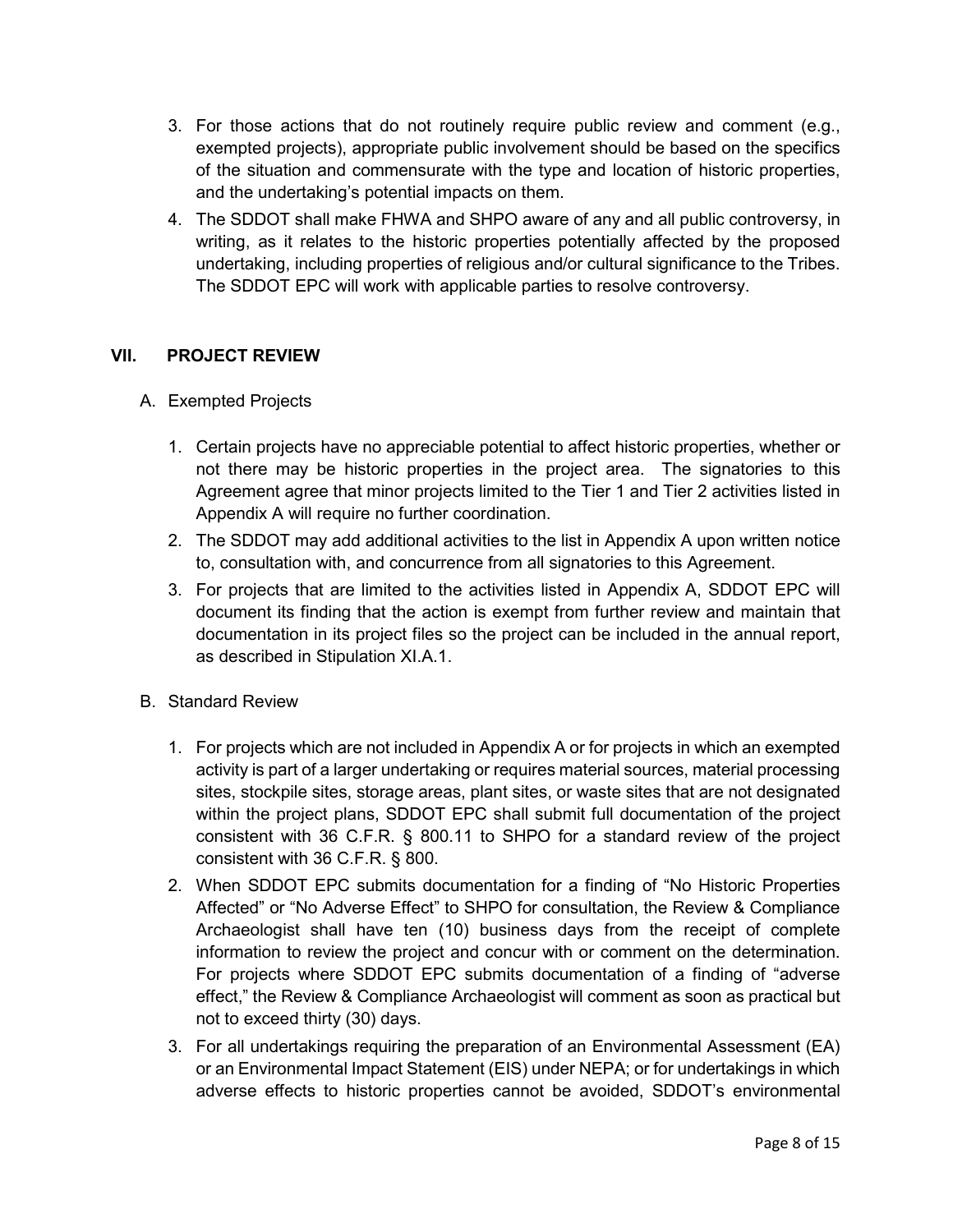3. For those actions that do not routinely require public review and comment (e.g., exempted projects), appropriate public involvement should be based on the specifics of the situation and commensurate with the type and location of historic properties, and the undertaking's potential impacts on them.
4. The SDDOT shall make FHWA and SHPO aware of any and all public controversy, in writing, as it relates to the historic properties potentially affected by the proposed undertaking, including properties of religious and/or cultural significance to the Tribes. The SDDOT EPC will work with applicable parties to resolve controversy.

## VII. PROJECT REVIEW

### A. Exempted Projects

1. Certain projects have no appreciable potential to affect historic properties, whether or not there may be historic properties in the project area. The signatories to this Agreement agree that minor projects limited to the Tier 1 and Tier 2 activities listed in Appendix A will require no further coordination.
2. The SDDOT may add additional activities to the list in Appendix A upon written notice to, consultation with, and concurrence from all signatories to this Agreement.
3. For projects that are limited to the activities listed in Appendix A, SDDOT EPC will document its finding that the action is exempt from further review and maintain that documentation in its project files so the project can be included in the annual report, as described in Stipulation XI.A.1.

### B. Standard Review

1. For projects which are not included in Appendix A or for projects in which an exempted activity is part of a larger undertaking or requires material sources, material processing sites, stockpile sites, storage areas, plant sites, or waste sites that are not designated within the project plans, SDDOT EPC shall submit full documentation of the project consistent with 36 C.F.R. § 800.11 to SHPO for a standard review of the project consistent with 36 C.F.R. § 800.
2. When SDDOT EPC submits documentation for a finding of "No Historic Properties Affected" or "No Adverse Effect" to SHPO for consultation, the Review & Compliance Archaeologist shall have ten (10) business days from the receipt of complete information to review the project and concur with or comment on the determination. For projects where SDDOT EPC submits documentation of a finding of "adverse effect," the Review & Compliance Archaeologist will comment as soon as practical but not to exceed thirty (30) days.
3. For all undertakings requiring the preparation of an Environmental Assessment (EA) or an Environmental Impact Statement (EIS) under NEPA; or for undertakings in which adverse effects to historic properties cannot be avoided, SDDOT's environmental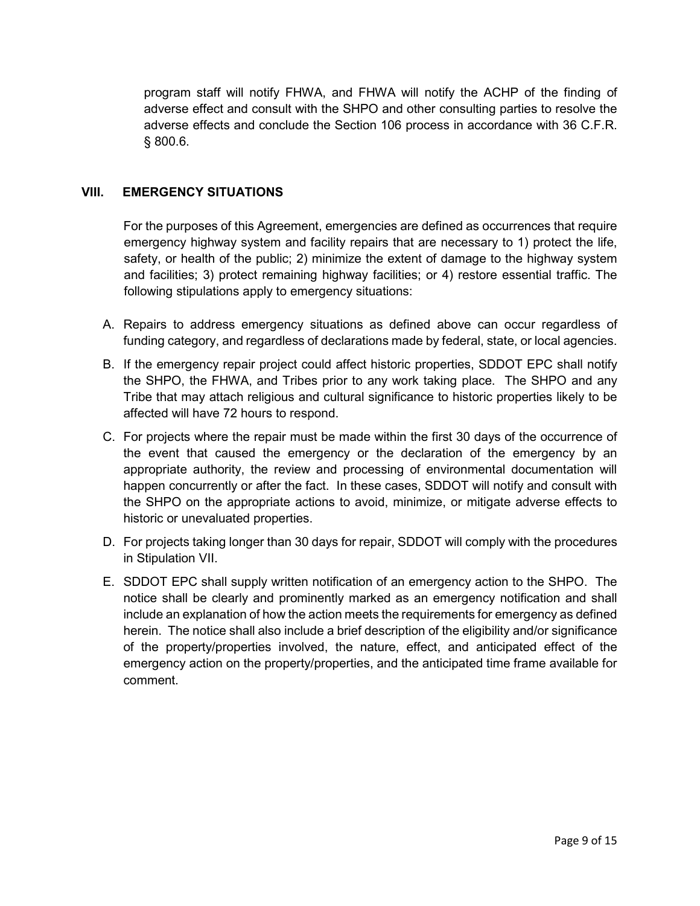program staff will notify FHWA, and FHWA will notify the ACHP of the finding of adverse effect and consult with the SHPO and other consulting parties to resolve the adverse effects and conclude the Section 106 process in accordance with 36 C.F.R. § 800.6.

## VIII. EMERGENCY SITUATIONS

For the purposes of this Agreement, emergencies are defined as occurrences that require emergency highway system and facility repairs that are necessary to 1) protect the life, safety, or health of the public; 2) minimize the extent of damage to the highway system and facilities; 3) protect remaining highway facilities; or 4) restore essential traffic. The following stipulations apply to emergency situations:

A. Repairs to address emergency situations as defined above can occur regardless of funding category, and regardless of declarations made by federal, state, or local agencies.

B. If the emergency repair project could affect historic properties, SDDOT EPC shall notify the SHPO, the FHWA, and Tribes prior to any work taking place. The SHPO and any Tribe that may attach religious and cultural significance to historic properties likely to be affected will have 72 hours to respond.

C. For projects where the repair must be made within the first 30 days of the occurrence of the event that caused the emergency or the declaration of the emergency by an appropriate authority, the review and processing of environmental documentation will happen concurrently or after the fact. In these cases, SDDOT will notify and consult with the SHPO on the appropriate actions to avoid, minimize, or mitigate adverse effects to historic or unevaluated properties.

D. For projects taking longer than 30 days for repair, SDDOT will comply with the procedures in Stipulation VII.

E. SDDOT EPC shall supply written notification of an emergency action to the SHPO. The notice shall be clearly and prominently marked as an emergency notification and shall include an explanation of how the action meets the requirements for emergency as defined herein. The notice shall also include a brief description of the eligibility and/or significance of the property/properties involved, the nature, effect, and anticipated effect of the emergency action on the property/properties, and the anticipated time frame available for comment.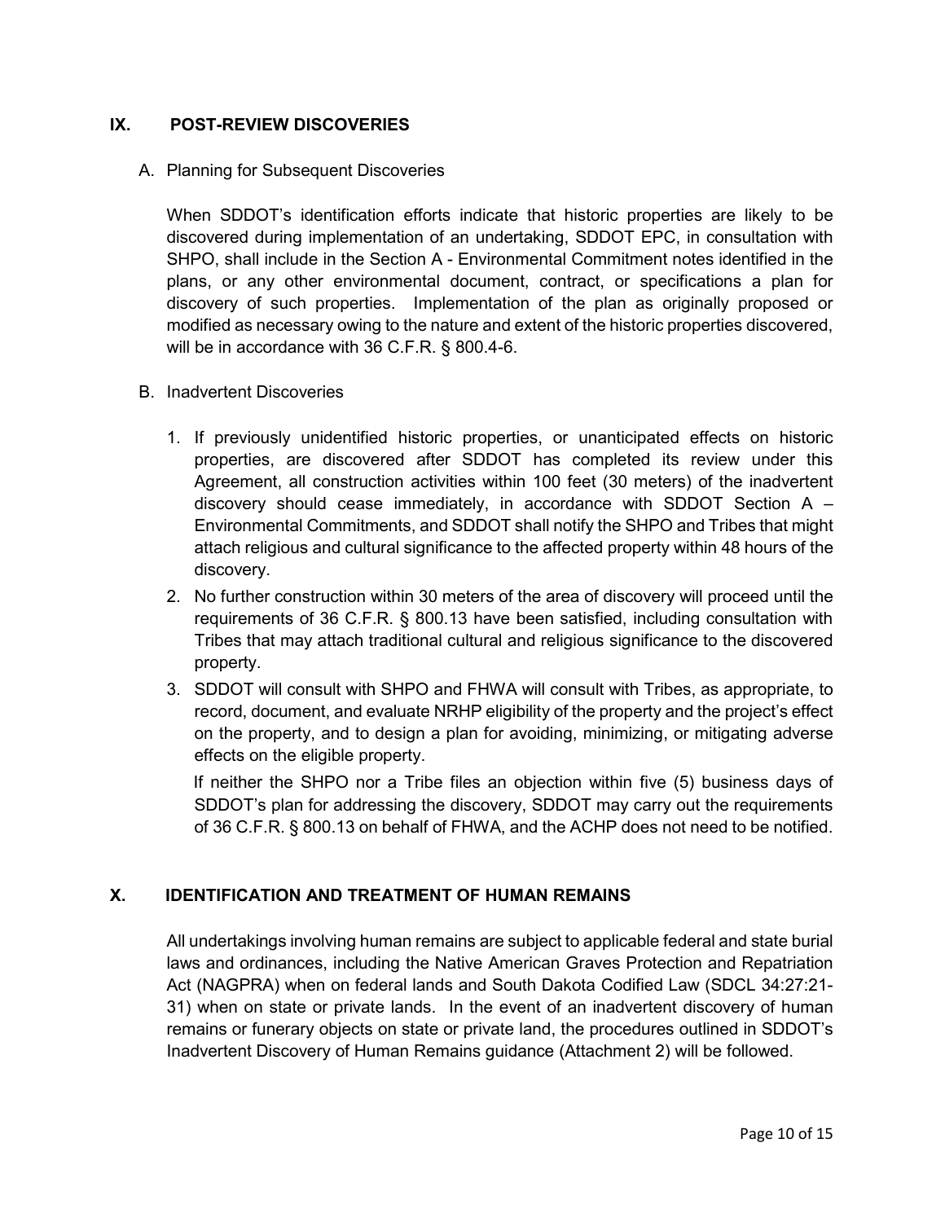## IX. POST-REVIEW DISCOVERIES

A. Planning for Subsequent Discoveries

When SDDOT's identification efforts indicate that historic properties are likely to be discovered during implementation of an undertaking, SDDOT EPC, in consultation with SHPO, shall include in the Section A - Environmental Commitment notes identified in the plans, or any other environmental document, contract, or specifications a plan for discovery of such properties. Implementation of the plan as originally proposed or modified as necessary owing to the nature and extent of the historic properties discovered, will be in accordance with 36 C.F.R. § 800.4-6.

B. Inadvertent Discoveries

1. If previously unidentified historic properties, or unanticipated effects on historic properties, are discovered after SDDOT has completed its review under this Agreement, all construction activities within 100 feet (30 meters) of the inadvertent discovery should cease immediately, in accordance with SDDOT Section A – Environmental Commitments, and SDDOT shall notify the SHPO and Tribes that might attach religious and cultural significance to the affected property within 48 hours of the discovery.
2. No further construction within 30 meters of the area of discovery will proceed until the requirements of 36 C.F.R. § 800.13 have been satisfied, including consultation with Tribes that may attach traditional cultural and religious significance to the discovered property.
3. SDDOT will consult with SHPO and FHWA will consult with Tribes, as appropriate, to record, document, and evaluate NRHP eligibility of the property and the project's effect on the property, and to design a plan for avoiding, minimizing, or mitigating adverse effects on the eligible property.

   If neither the SHPO nor a Tribe files an objection within five (5) business days of SDDOT's plan for addressing the discovery, SDDOT may carry out the requirements of 36 C.F.R. § 800.13 on behalf of FHWA, and the ACHP does not need to be notified.

## X. IDENTIFICATION AND TREATMENT OF HUMAN REMAINS

All undertakings involving human remains are subject to applicable federal and state burial laws and ordinances, including the Native American Graves Protection and Repatriation Act (NAGPRA) when on federal lands and South Dakota Codified Law (SDCL 34:27:21-31) when on state or private lands. In the event of an inadvertent discovery of human remains or funerary objects on state or private land, the procedures outlined in SDDOT's Inadvertent Discovery of Human Remains guidance (Attachment 2) will be followed.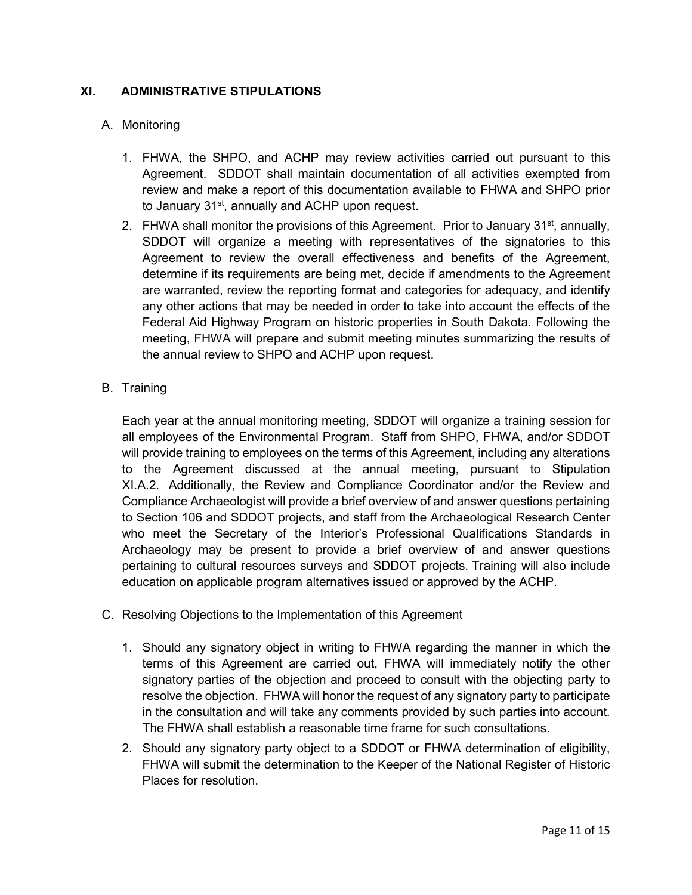## XI. ADMINISTRATIVE STIPULATIONS

### A. Monitoring

1. FHWA, the SHPO, and ACHP may review activities carried out pursuant to this Agreement. SDDOT shall maintain documentation of all activities exempted from review and make a report of this documentation available to FHWA and SHPO prior to January 31st, annually and ACHP upon request.
2. FHWA shall monitor the provisions of this Agreement. Prior to January 31st, annually, SDDOT will organize a meeting with representatives of the signatories to this Agreement to review the overall effectiveness and benefits of the Agreement, determine if its requirements are being met, decide if amendments to the Agreement are warranted, review the reporting format and categories for adequacy, and identify any other actions that may be needed in order to take into account the effects of the Federal Aid Highway Program on historic properties in South Dakota. Following the meeting, FHWA will prepare and submit meeting minutes summarizing the results of the annual review to SHPO and ACHP upon request.

### B. Training

Each year at the annual monitoring meeting, SDDOT will organize a training session for all employees of the Environmental Program. Staff from SHPO, FHWA, and/or SDDOT will provide training to employees on the terms of this Agreement, including any alterations to the Agreement discussed at the annual meeting, pursuant to Stipulation XI.A.2. Additionally, the Review and Compliance Coordinator and/or the Review and Compliance Archaeologist will provide a brief overview of and answer questions pertaining to Section 106 and SDDOT projects, and staff from the Archaeological Research Center who meet the Secretary of the Interior's Professional Qualifications Standards in Archaeology may be present to provide a brief overview of and answer questions pertaining to cultural resources surveys and SDDOT projects. Training will also include education on applicable program alternatives issued or approved by the ACHP.

### C. Resolving Objections to the Implementation of this Agreement

1. Should any signatory object in writing to FHWA regarding the manner in which the terms of this Agreement are carried out, FHWA will immediately notify the other signatory parties of the objection and proceed to consult with the objecting party to resolve the objection. FHWA will honor the request of any signatory party to participate in the consultation and will take any comments provided by such parties into account. The FHWA shall establish a reasonable time frame for such consultations.
2. Should any signatory party object to a SDDOT or FHWA determination of eligibility, FHWA will submit the determination to the Keeper of the National Register of Historic Places for resolution.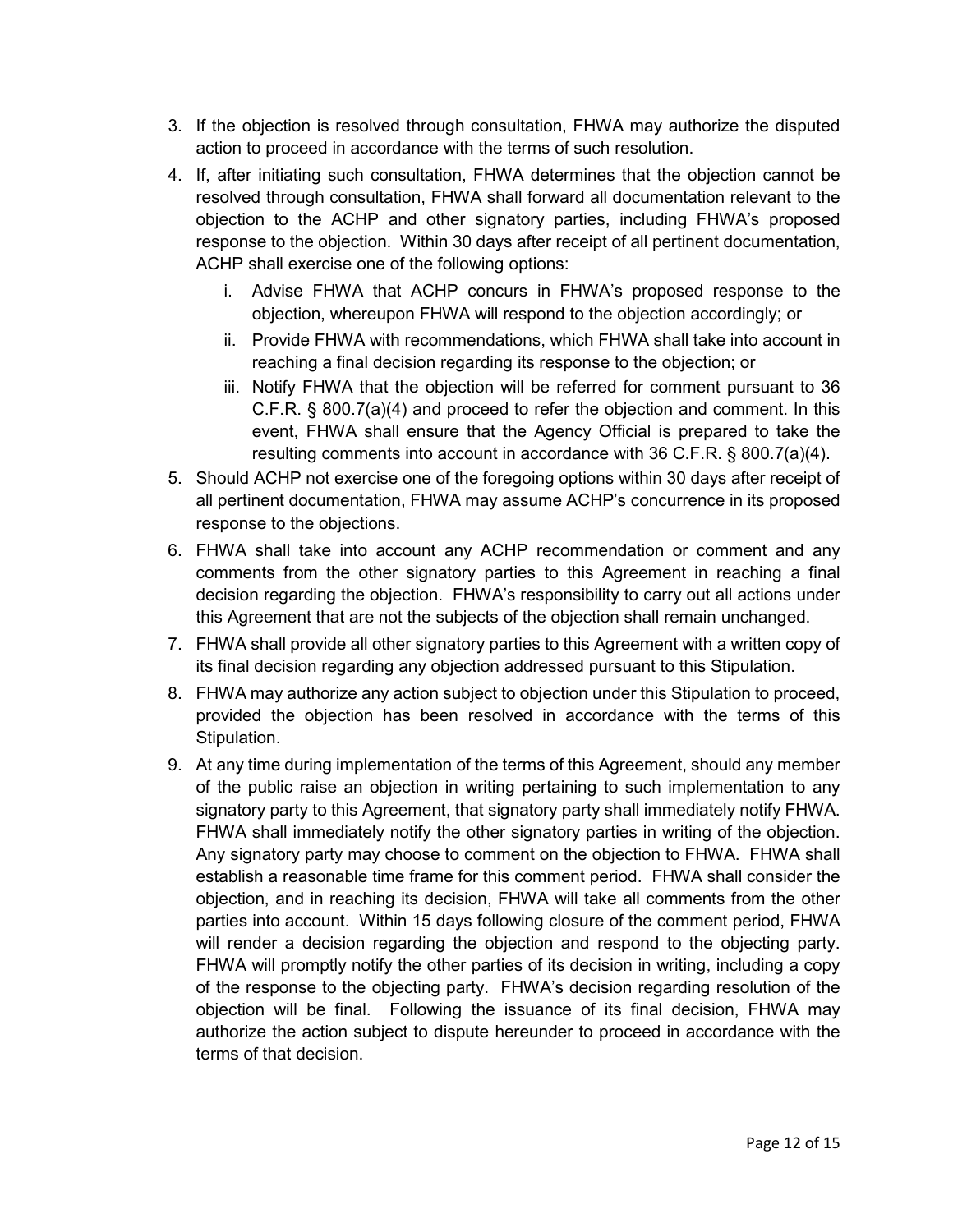3. If the objection is resolved through consultation, FHWA may authorize the disputed action to proceed in accordance with the terms of such resolution.
4. If, after initiating such consultation, FHWA determines that the objection cannot be resolved through consultation, FHWA shall forward all documentation relevant to the objection to the ACHP and other signatory parties, including FHWA's proposed response to the objection. Within 30 days after receipt of all pertinent documentation, ACHP shall exercise one of the following options:
   i. Advise FHWA that ACHP concurs in FHWA's proposed response to the objection, whereupon FHWA will respond to the objection accordingly; or
   ii. Provide FHWA with recommendations, which FHWA shall take into account in reaching a final decision regarding its response to the objection; or
   iii. Notify FHWA that the objection will be referred for comment pursuant to 36 C.F.R. § 800.7(a)(4) and proceed to refer the objection and comment. In this event, FHWA shall ensure that the Agency Official is prepared to take the resulting comments into account in accordance with 36 C.F.R. § 800.7(a)(4).
5. Should ACHP not exercise one of the foregoing options within 30 days after receipt of all pertinent documentation, FHWA may assume ACHP's concurrence in its proposed response to the objections.
6. FHWA shall take into account any ACHP recommendation or comment and any comments from the other signatory parties to this Agreement in reaching a final decision regarding the objection. FHWA's responsibility to carry out all actions under this Agreement that are not the subjects of the objection shall remain unchanged.
7. FHWA shall provide all other signatory parties to this Agreement with a written copy of its final decision regarding any objection addressed pursuant to this Stipulation.
8. FHWA may authorize any action subject to objection under this Stipulation to proceed, provided the objection has been resolved in accordance with the terms of this Stipulation.
9. At any time during implementation of the terms of this Agreement, should any member of the public raise an objection in writing pertaining to such implementation to any signatory party to this Agreement, that signatory party shall immediately notify FHWA. FHWA shall immediately notify the other signatory parties in writing of the objection. Any signatory party may choose to comment on the objection to FHWA. FHWA shall establish a reasonable time frame for this comment period. FHWA shall consider the objection, and in reaching its decision, FHWA will take all comments from the other parties into account. Within 15 days following closure of the comment period, FHWA will render a decision regarding the objection and respond to the objecting party. FHWA will promptly notify the other parties of its decision in writing, including a copy of the response to the objecting party. FHWA's decision regarding resolution of the objection will be final. Following the issuance of its final decision, FHWA may authorize the action subject to dispute hereunder to proceed in accordance with the terms of that decision.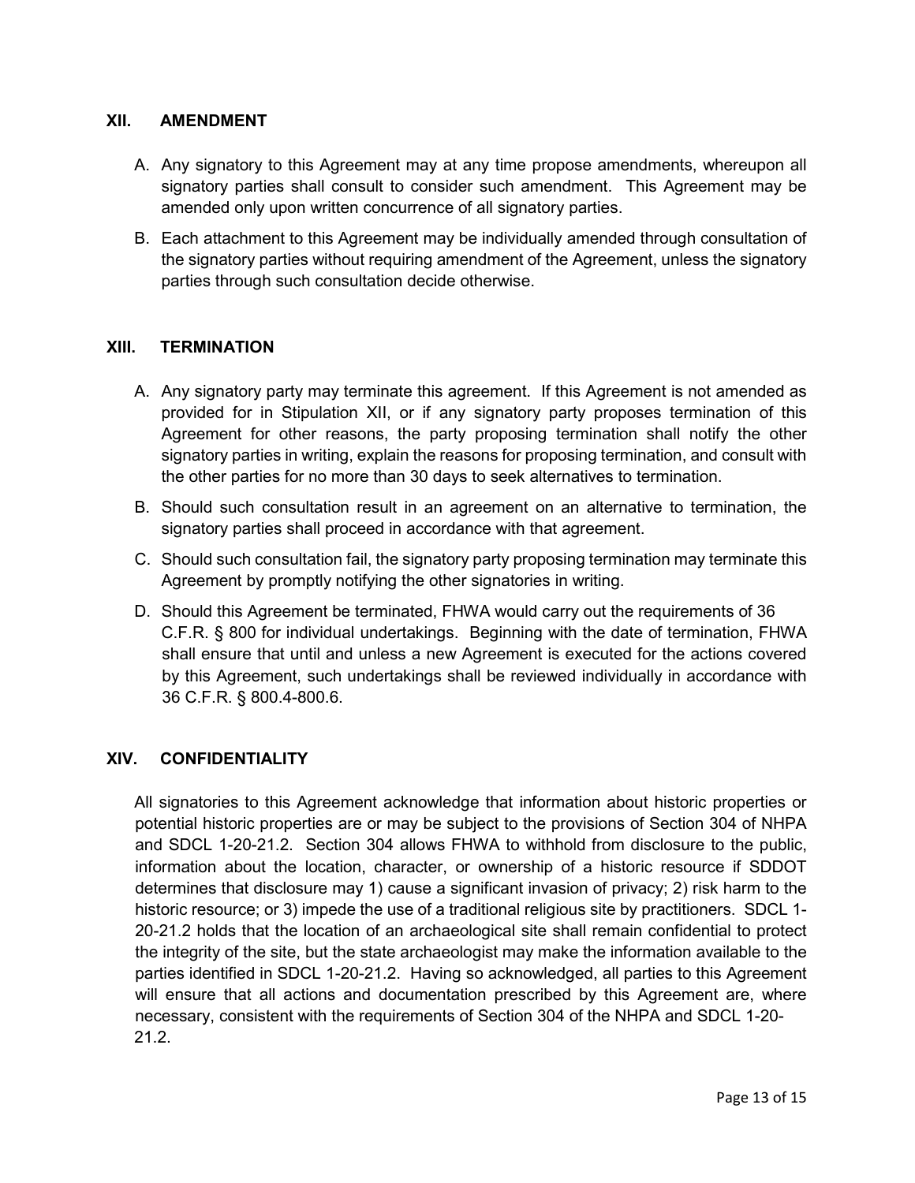## XII. AMENDMENT

A. Any signatory to this Agreement may at any time propose amendments, whereupon all signatory parties shall consult to consider such amendment. This Agreement may be amended only upon written concurrence of all signatory parties.

B. Each attachment to this Agreement may be individually amended through consultation of the signatory parties without requiring amendment of the Agreement, unless the signatory parties through such consultation decide otherwise.

## XIII. TERMINATION

A. Any signatory party may terminate this agreement. If this Agreement is not amended as provided for in Stipulation XII, or if any signatory party proposes termination of this Agreement for other reasons, the party proposing termination shall notify the other signatory parties in writing, explain the reasons for proposing termination, and consult with the other parties for no more than 30 days to seek alternatives to termination.

B. Should such consultation result in an agreement on an alternative to termination, the signatory parties shall proceed in accordance with that agreement.

C. Should such consultation fail, the signatory party proposing termination may terminate this Agreement by promptly notifying the other signatories in writing.

D. Should this Agreement be terminated, FHWA would carry out the requirements of 36 C.F.R. § 800 for individual undertakings. Beginning with the date of termination, FHWA shall ensure that until and unless a new Agreement is executed for the actions covered by this Agreement, such undertakings shall be reviewed individually in accordance with 36 C.F.R. § 800.4-800.6.

## XIV. CONFIDENTIALITY

All signatories to this Agreement acknowledge that information about historic properties or potential historic properties are or may be subject to the provisions of Section 304 of NHPA and SDCL 1-20-21.2. Section 304 allows FHWA to withhold from disclosure to the public, information about the location, character, or ownership of a historic resource if SDDOT determines that disclosure may 1) cause a significant invasion of privacy; 2) risk harm to the historic resource; or 3) impede the use of a traditional religious site by practitioners. SDCL 1-20-21.2 holds that the location of an archaeological site shall remain confidential to protect the integrity of the site, but the state archaeologist may make the information available to the parties identified in SDCL 1-20-21.2. Having so acknowledged, all parties to this Agreement will ensure that all actions and documentation prescribed by this Agreement are, where necessary, consistent with the requirements of Section 304 of the NHPA and SDCL 1-20-21.2.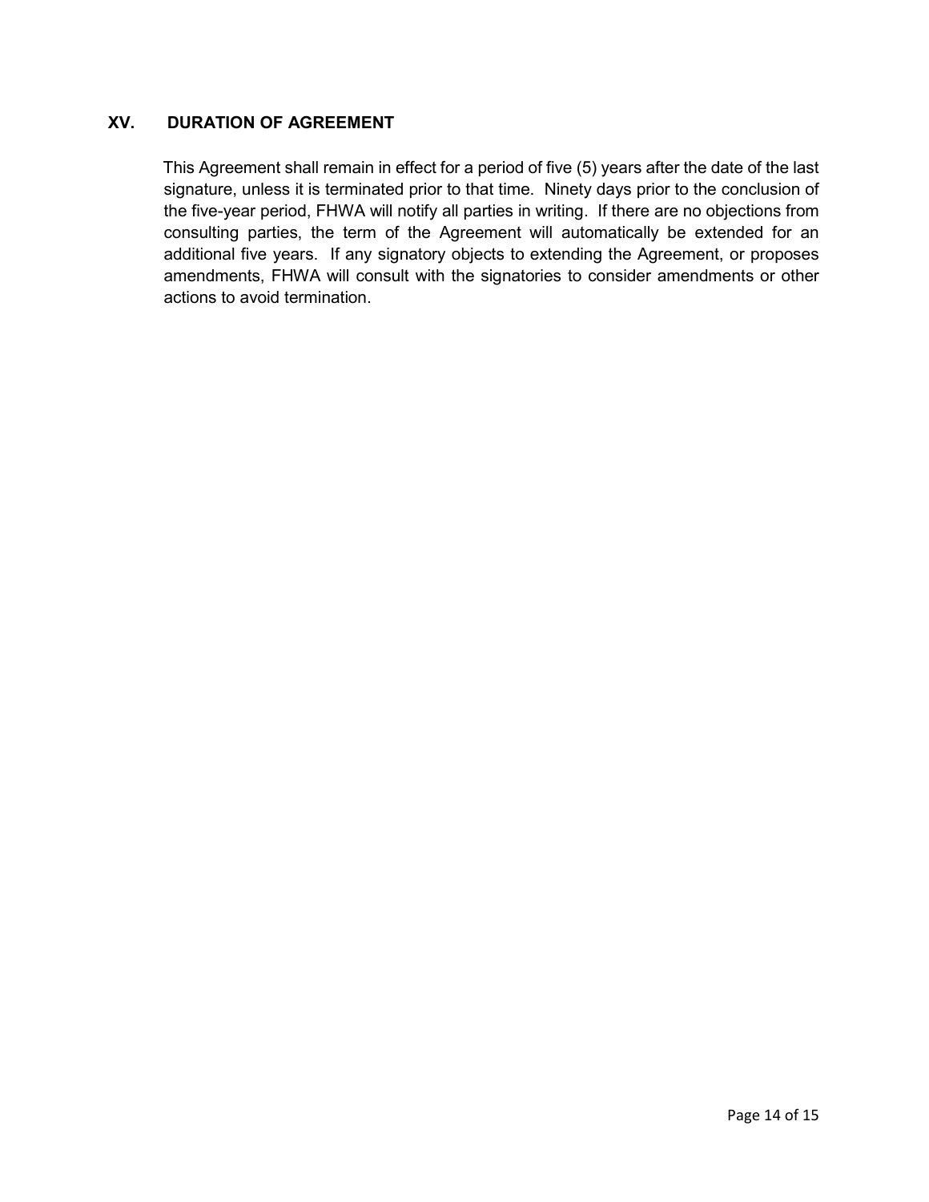## XV. DURATION OF AGREEMENT

This Agreement shall remain in effect for a period of five (5) years after the date of the last signature, unless it is terminated prior to that time. Ninety days prior to the conclusion of the five-year period, FHWA will notify all parties in writing. If there are no objections from consulting parties, the term of the Agreement will automatically be extended for an additional five years. If any signatory objects to extending the Agreement, or proposes amendments, FHWA will consult with the signatories to consider amendments or other actions to avoid termination.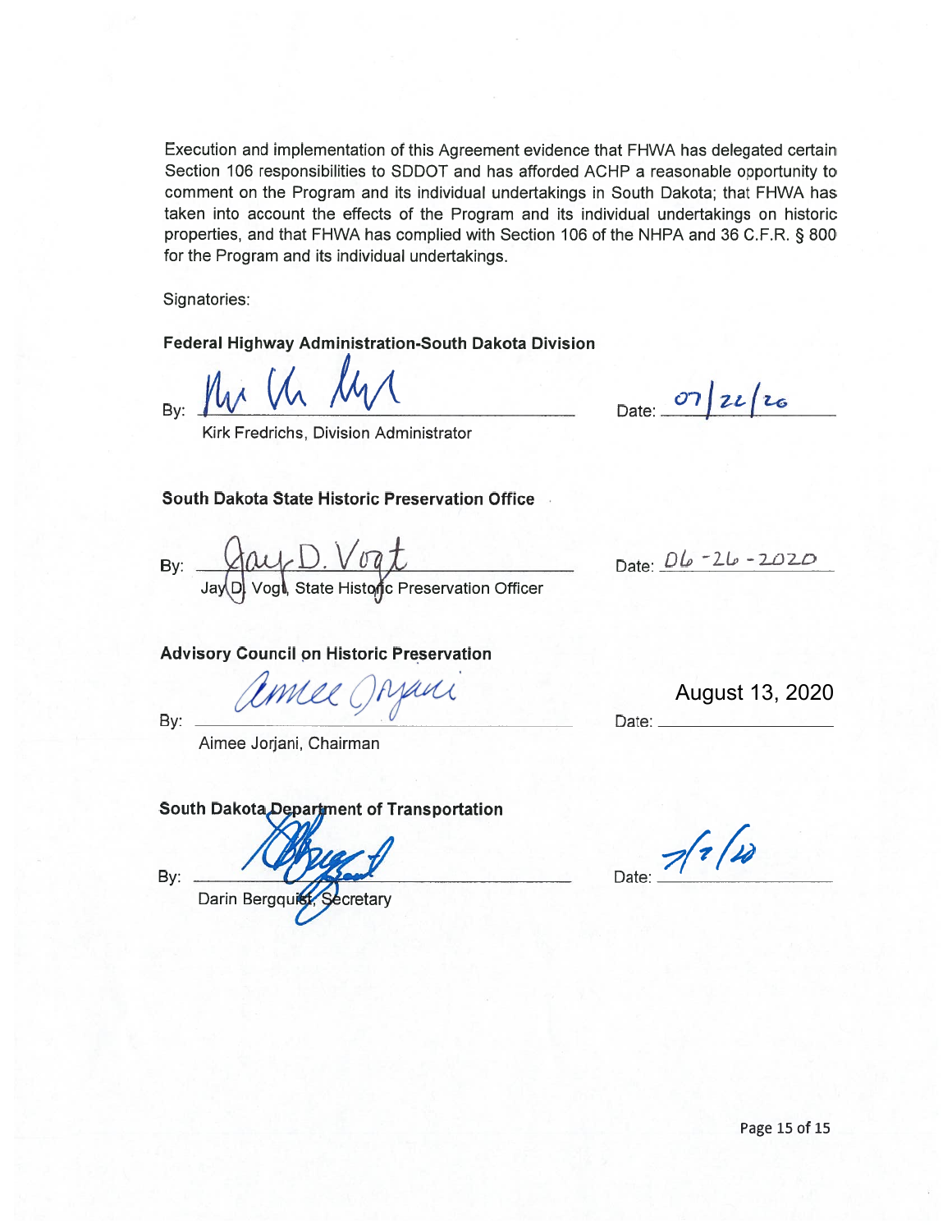Execution and implementation of this Agreement evidence that FHWA has delegated certain Section 106 responsibilities to SDDOT and has afforded ACHP a reasonable opportunity to comment on the Program and its individual undertakings in South Dakota; that FHWA has taken into account the effects of the Program and its individual undertakings on historic properties, and that FHWA has complied with Section 106 of the NHPA and 36 C.F.R. § 800 for the Program and its individual undertakings.

Signatories:

**Federal Highway Administration-South Dakota Division**

By: ______________________ Date: 07/22/20

Kirk Fredrichs, Division Administrator

**South Dakota State Historic Preservation Office**

By: ______________________ Date: 06-26-2020

Jay D. Vogt, State Historic Preservation Officer

**Advisory Council on Historic Preservation**

By: ______________________ Date: August 13, 2020

Aimee Jorjani, Chairman

**South Dakota Department of Transportation**

By: ______________________ Date: 7/7/20

Darin Bergquist, Secretary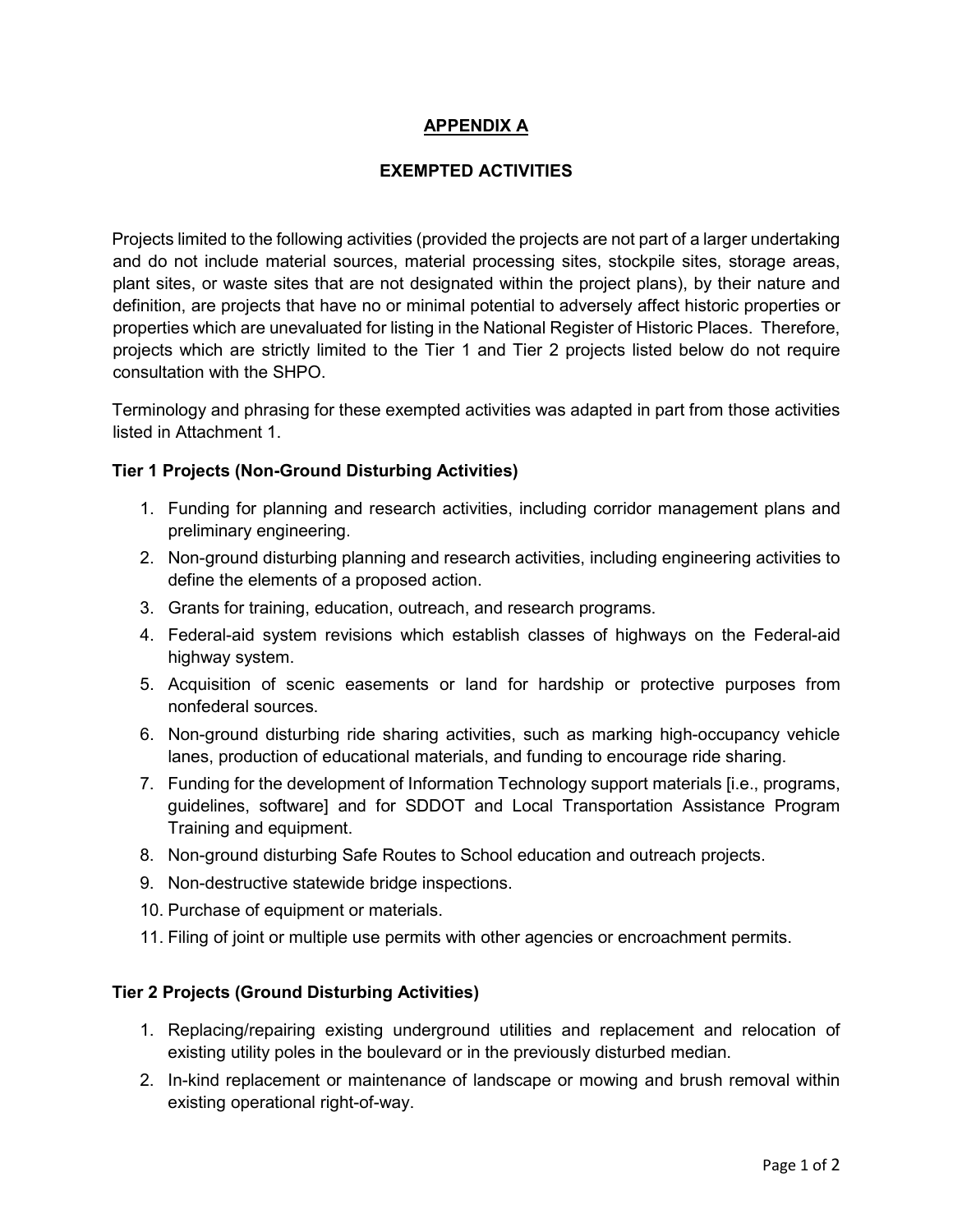# APPENDIX A

## EXEMPTED ACTIVITIES

Projects limited to the following activities (provided the projects are not part of a larger undertaking and do not include material sources, material processing sites, stockpile sites, storage areas, plant sites, or waste sites that are not designated within the project plans), by their nature and definition, are projects that have no or minimal potential to adversely affect historic properties or properties which are unevaluated for listing in the National Register of Historic Places. Therefore, projects which are strictly limited to the Tier 1 and Tier 2 projects listed below do not require consultation with the SHPO.

Terminology and phrasing for these exempted activities was adapted in part from those activities listed in Attachment 1.

### Tier 1 Projects (Non-Ground Disturbing Activities)

1. Funding for planning and research activities, including corridor management plans and preliminary engineering.
2. Non-ground disturbing planning and research activities, including engineering activities to define the elements of a proposed action.
3. Grants for training, education, outreach, and research programs.
4. Federal-aid system revisions which establish classes of highways on the Federal-aid highway system.
5. Acquisition of scenic easements or land for hardship or protective purposes from nonfederal sources.
6. Non-ground disturbing ride sharing activities, such as marking high-occupancy vehicle lanes, production of educational materials, and funding to encourage ride sharing.
7. Funding for the development of Information Technology support materials [i.e., programs, guidelines, software] and for SDDOT and Local Transportation Assistance Program Training and equipment.
8. Non-ground disturbing Safe Routes to School education and outreach projects.
9. Non-destructive statewide bridge inspections.
10. Purchase of equipment or materials.
11. Filing of joint or multiple use permits with other agencies or encroachment permits.

### Tier 2 Projects (Ground Disturbing Activities)

1. Replacing/repairing existing underground utilities and replacement and relocation of existing utility poles in the boulevard or in the previously disturbed median.
2. In-kind replacement or maintenance of landscape or mowing and brush removal within existing operational right-of-way.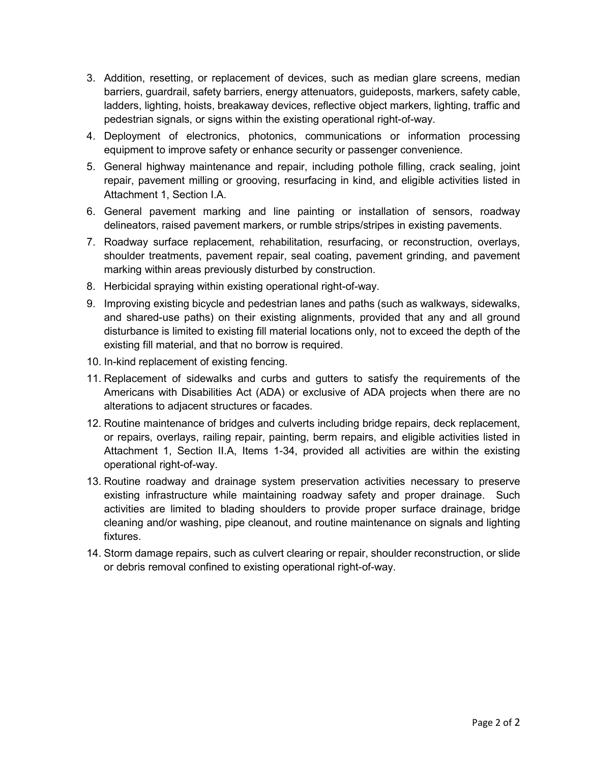3. Addition, resetting, or replacement of devices, such as median glare screens, median barriers, guardrail, safety barriers, energy attenuators, guideposts, markers, safety cable, ladders, lighting, hoists, breakaway devices, reflective object markers, lighting, traffic and pedestrian signals, or signs within the existing operational right-of-way.
4. Deployment of electronics, photonics, communications or information processing equipment to improve safety or enhance security or passenger convenience.
5. General highway maintenance and repair, including pothole filling, crack sealing, joint repair, pavement milling or grooving, resurfacing in kind, and eligible activities listed in Attachment 1, Section I.A.
6. General pavement marking and line painting or installation of sensors, roadway delineators, raised pavement markers, or rumble strips/stripes in existing pavements.
7. Roadway surface replacement, rehabilitation, resurfacing, or reconstruction, overlays, shoulder treatments, pavement repair, seal coating, pavement grinding, and pavement marking within areas previously disturbed by construction.
8. Herbicidal spraying within existing operational right-of-way.
9. Improving existing bicycle and pedestrian lanes and paths (such as walkways, sidewalks, and shared-use paths) on their existing alignments, provided that any and all ground disturbance is limited to existing fill material locations only, not to exceed the depth of the existing fill material, and that no borrow is required.
10. In-kind replacement of existing fencing.
11. Replacement of sidewalks and curbs and gutters to satisfy the requirements of the Americans with Disabilities Act (ADA) or exclusive of ADA projects when there are no alterations to adjacent structures or facades.
12. Routine maintenance of bridges and culverts including bridge repairs, deck replacement, or repairs, overlays, railing repair, painting, berm repairs, and eligible activities listed in Attachment 1, Section II.A, Items 1-34, provided all activities are within the existing operational right-of-way.
13. Routine roadway and drainage system preservation activities necessary to preserve existing infrastructure while maintaining roadway safety and proper drainage. Such activities are limited to blading shoulders to provide proper surface drainage, bridge cleaning and/or washing, pipe cleanout, and routine maintenance on signals and lighting fixtures.
14. Storm damage repairs, such as culvert clearing or repair, shoulder reconstruction, or slide or debris removal confined to existing operational right-of-way.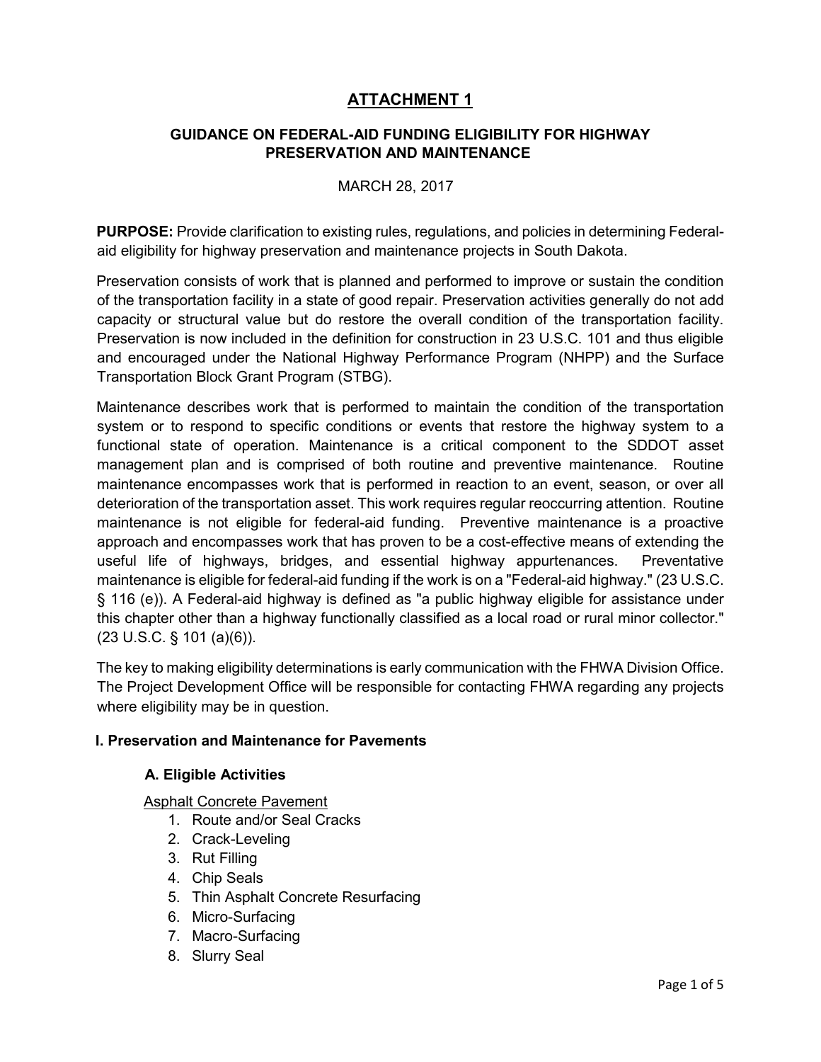# ATTACHMENT 1

## GUIDANCE ON FEDERAL-AID FUNDING ELIGIBILITY FOR HIGHWAY PRESERVATION AND MAINTENANCE

MARCH 28, 2017

**PURPOSE:** Provide clarification to existing rules, regulations, and policies in determining Federal-aid eligibility for highway preservation and maintenance projects in South Dakota.

Preservation consists of work that is planned and performed to improve or sustain the condition of the transportation facility in a state of good repair. Preservation activities generally do not add capacity or structural value but do restore the overall condition of the transportation facility. Preservation is now included in the definition for construction in 23 U.S.C. 101 and thus eligible and encouraged under the National Highway Performance Program (NHPP) and the Surface Transportation Block Grant Program (STBG).

Maintenance describes work that is performed to maintain the condition of the transportation system or to respond to specific conditions or events that restore the highway system to a functional state of operation. Maintenance is a critical component to the SDDOT asset management plan and is comprised of both routine and preventive maintenance. Routine maintenance encompasses work that is performed in reaction to an event, season, or over all deterioration of the transportation asset. This work requires regular reoccurring attention. Routine maintenance is not eligible for federal-aid funding. Preventive maintenance is a proactive approach and encompasses work that has proven to be a cost-effective means of extending the useful life of highways, bridges, and essential highway appurtenances. Preventative maintenance is eligible for federal-aid funding if the work is on a "Federal-aid highway." (23 U.S.C. § 116 (e)). A Federal-aid highway is defined as "a public highway eligible for assistance under this chapter other than a highway functionally classified as a local road or rural minor collector." (23 U.S.C. § 101 (a)(6)).

The key to making eligibility determinations is early communication with the FHWA Division Office. The Project Development Office will be responsible for contacting FHWA regarding any projects where eligibility may be in question.

### I. Preservation and Maintenance for Pavements

#### A. Eligible Activities

Asphalt Concrete Pavement

1. Route and/or Seal Cracks
2. Crack-Leveling
3. Rut Filling
4. Chip Seals
5. Thin Asphalt Concrete Resurfacing
6. Micro-Surfacing
7. Macro-Surfacing
8. Slurry Seal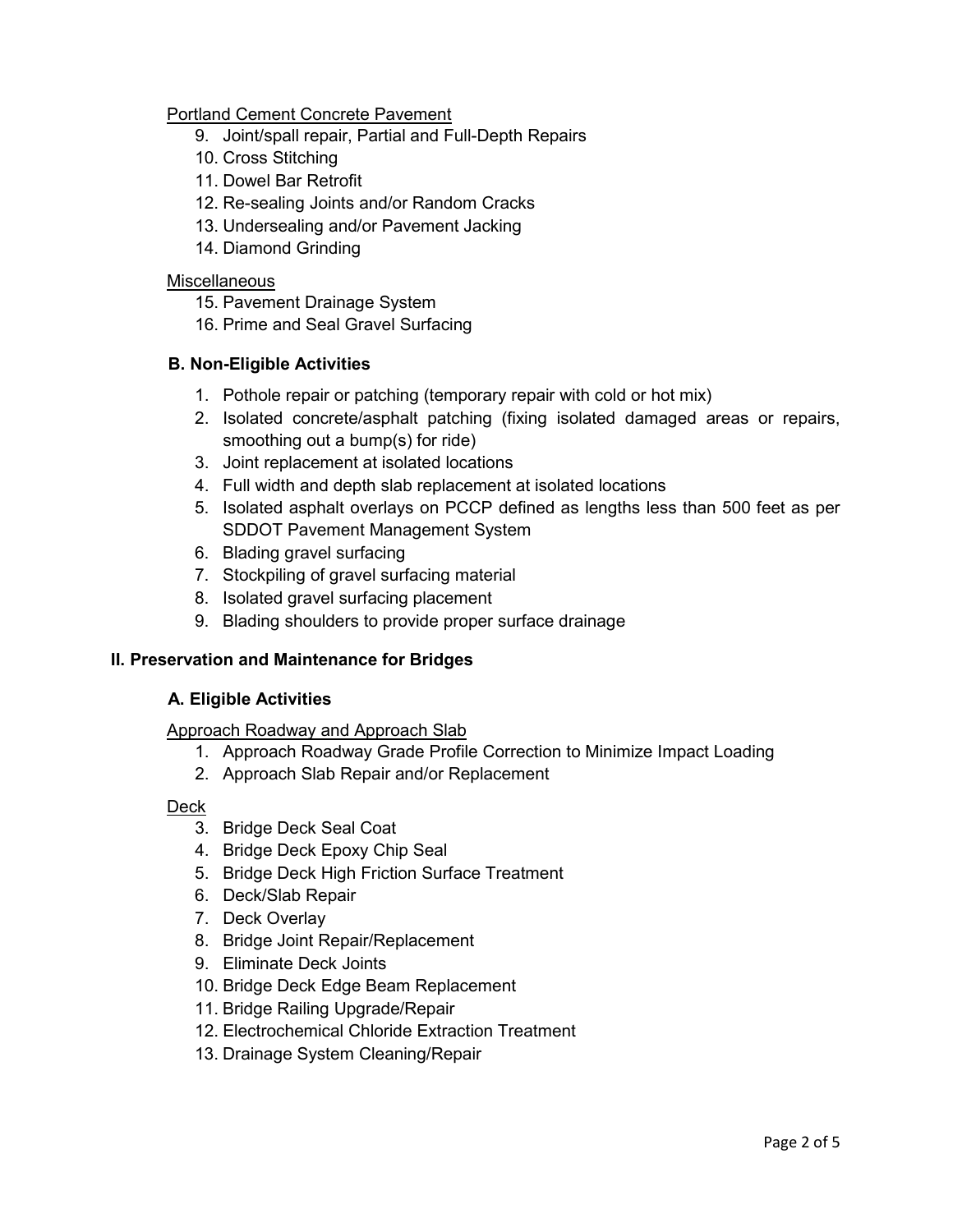Portland Cement Concrete Pavement

9. Joint/spall repair, Partial and Full-Depth Repairs
10. Cross Stitching
11. Dowel Bar Retrofit
12. Re-sealing Joints and/or Random Cracks
13. Undersealing and/or Pavement Jacking
14. Diamond Grinding

Miscellaneous

15. Pavement Drainage System
16. Prime and Seal Gravel Surfacing

### B. Non-Eligible Activities

1. Pothole repair or patching (temporary repair with cold or hot mix)
2. Isolated concrete/asphalt patching (fixing isolated damaged areas or repairs, smoothing out a bump(s) for ride)
3. Joint replacement at isolated locations
4. Full width and depth slab replacement at isolated locations
5. Isolated asphalt overlays on PCCP defined as lengths less than 500 feet as per SDDOT Pavement Management System
6. Blading gravel surfacing
7. Stockpiling of gravel surfacing material
8. Isolated gravel surfacing placement
9. Blading shoulders to provide proper surface drainage

## II. Preservation and Maintenance for Bridges

### A. Eligible Activities

Approach Roadway and Approach Slab

1. Approach Roadway Grade Profile Correction to Minimize Impact Loading
2. Approach Slab Repair and/or Replacement

Deck

3. Bridge Deck Seal Coat
4. Bridge Deck Epoxy Chip Seal
5. Bridge Deck High Friction Surface Treatment
6. Deck/Slab Repair
7. Deck Overlay
8. Bridge Joint Repair/Replacement
9. Eliminate Deck Joints
10. Bridge Deck Edge Beam Replacement
11. Bridge Railing Upgrade/Repair
12. Electrochemical Chloride Extraction Treatment
13. Drainage System Cleaning/Repair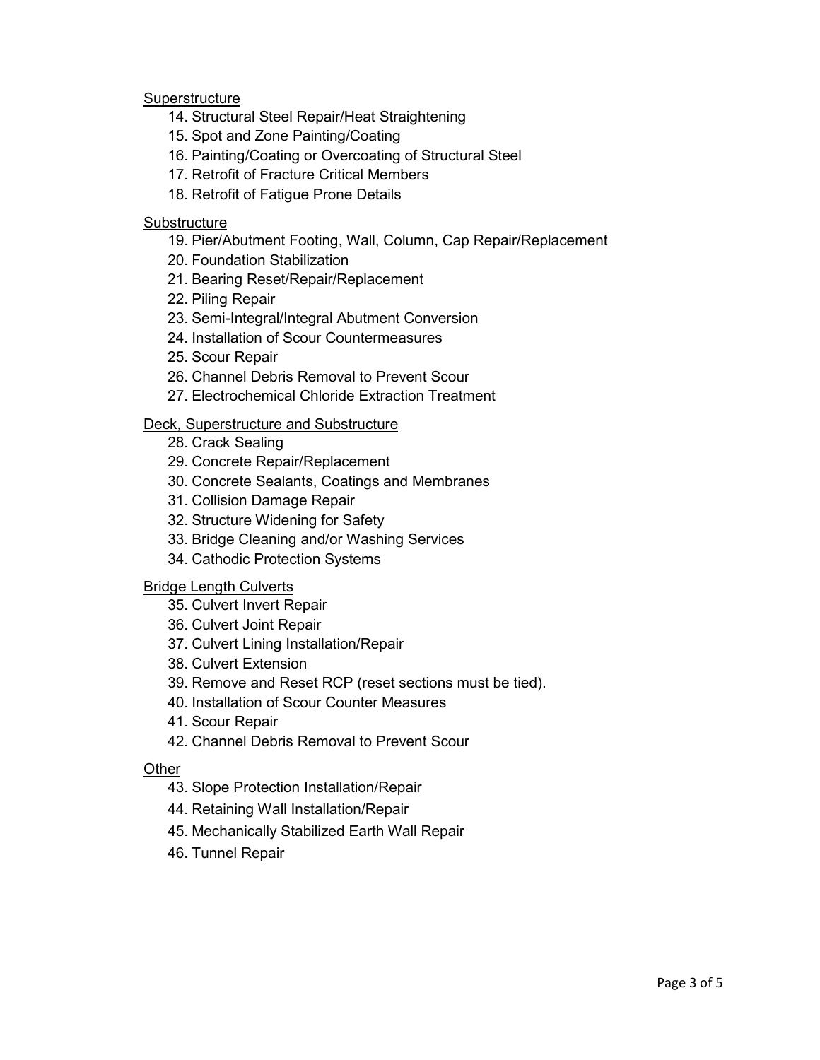Superstructure

14. Structural Steel Repair/Heat Straightening
15. Spot and Zone Painting/Coating
16. Painting/Coating or Overcoating of Structural Steel
17. Retrofit of Fracture Critical Members
18. Retrofit of Fatigue Prone Details

Substructure

19. Pier/Abutment Footing, Wall, Column, Cap Repair/Replacement
20. Foundation Stabilization
21. Bearing Reset/Repair/Replacement
22. Piling Repair
23. Semi-Integral/Integral Abutment Conversion
24. Installation of Scour Countermeasures
25. Scour Repair
26. Channel Debris Removal to Prevent Scour
27. Electrochemical Chloride Extraction Treatment

Deck, Superstructure and Substructure

28. Crack Sealing
29. Concrete Repair/Replacement
30. Concrete Sealants, Coatings and Membranes
31. Collision Damage Repair
32. Structure Widening for Safety
33. Bridge Cleaning and/or Washing Services
34. Cathodic Protection Systems

Bridge Length Culverts

35. Culvert Invert Repair
36. Culvert Joint Repair
37. Culvert Lining Installation/Repair
38. Culvert Extension
39. Remove and Reset RCP (reset sections must be tied).
40. Installation of Scour Counter Measures
41. Scour Repair
42. Channel Debris Removal to Prevent Scour

Other

43. Slope Protection Installation/Repair
44. Retaining Wall Installation/Repair
45. Mechanically Stabilized Earth Wall Repair
46. Tunnel Repair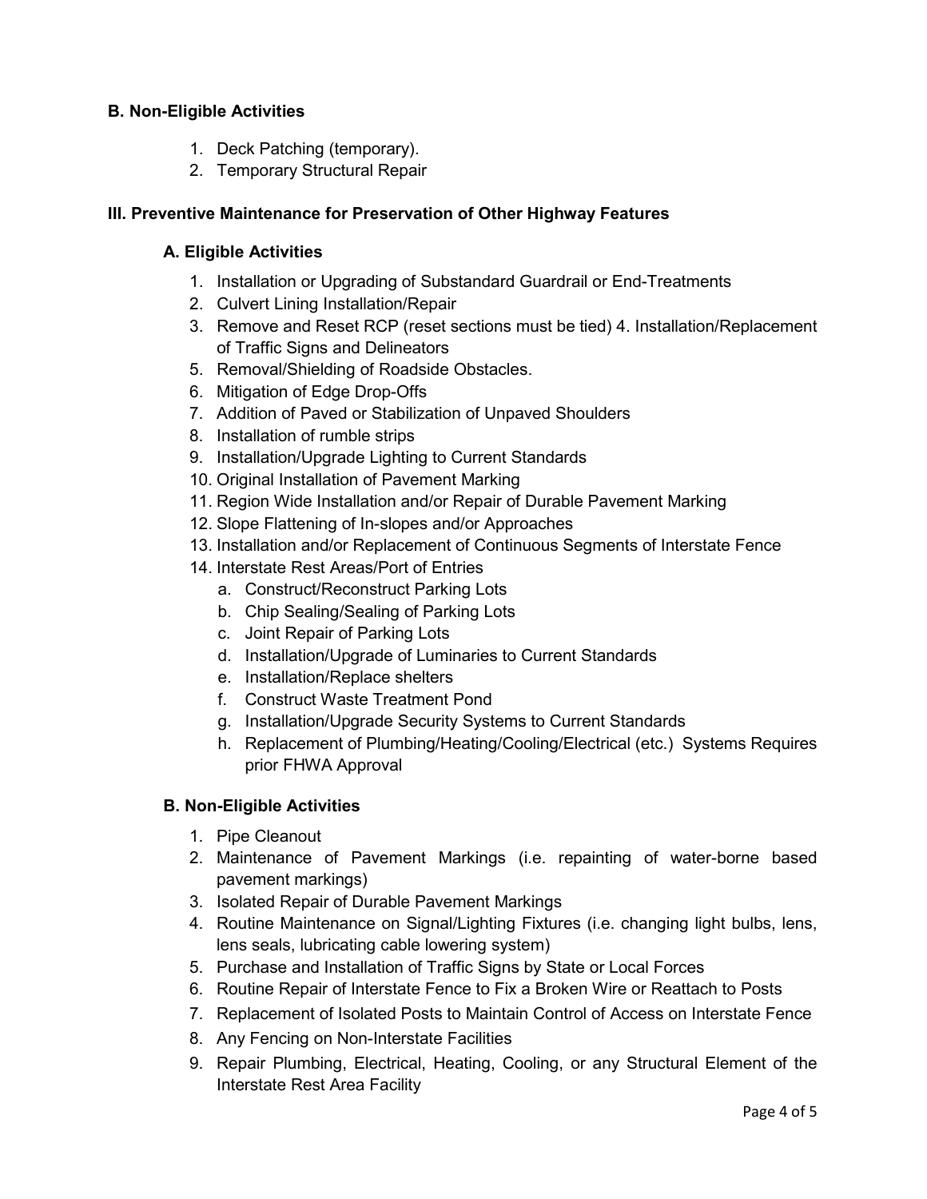### B. Non-Eligible Activities

1. Deck Patching (temporary).
2. Temporary Structural Repair

## III. Preventive Maintenance for Preservation of Other Highway Features

### A. Eligible Activities

1. Installation or Upgrading of Substandard Guardrail or End-Treatments
2. Culvert Lining Installation/Repair
3. Remove and Reset RCP (reset sections must be tied) 4. Installation/Replacement of Traffic Signs and Delineators
5. Removal/Shielding of Roadside Obstacles.
6. Mitigation of Edge Drop-Offs
7. Addition of Paved or Stabilization of Unpaved Shoulders
8. Installation of rumble strips
9. Installation/Upgrade Lighting to Current Standards
10. Original Installation of Pavement Marking
11. Region Wide Installation and/or Repair of Durable Pavement Marking
12. Slope Flattening of In-slopes and/or Approaches
13. Installation and/or Replacement of Continuous Segments of Interstate Fence
14. Interstate Rest Areas/Port of Entries
    a. Construct/Reconstruct Parking Lots
    b. Chip Sealing/Sealing of Parking Lots
    c. Joint Repair of Parking Lots
    d. Installation/Upgrade of Luminaries to Current Standards
    e. Installation/Replace shelters
    f. Construct Waste Treatment Pond
    g. Installation/Upgrade Security Systems to Current Standards
    h. Replacement of Plumbing/Heating/Cooling/Electrical (etc.) Systems Requires prior FHWA Approval

### B. Non-Eligible Activities

1. Pipe Cleanout
2. Maintenance of Pavement Markings (i.e. repainting of water-borne based pavement markings)
3. Isolated Repair of Durable Pavement Markings
4. Routine Maintenance on Signal/Lighting Fixtures (i.e. changing light bulbs, lens, lens seals, lubricating cable lowering system)
5. Purchase and Installation of Traffic Signs by State or Local Forces
6. Routine Repair of Interstate Fence to Fix a Broken Wire or Reattach to Posts
7. Replacement of Isolated Posts to Maintain Control of Access on Interstate Fence
8. Any Fencing on Non-Interstate Facilities
9. Repair Plumbing, Electrical, Heating, Cooling, or any Structural Element of the Interstate Rest Area Facility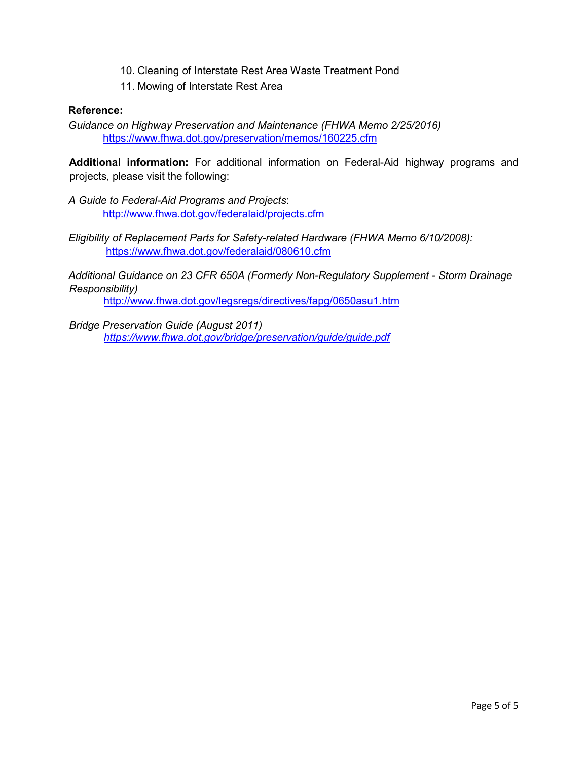10. Cleaning of Interstate Rest Area Waste Treatment Pond
11. Mowing of Interstate Rest Area

**Reference:**

*Guidance on Highway Preservation and Maintenance (FHWA Memo 2/25/2016)*
https://www.fhwa.dot.gov/preservation/memos/160225.cfm

**Additional information:** For additional information on Federal-Aid highway programs and projects, please visit the following:

*A Guide to Federal-Aid Programs and Projects*:
http://www.fhwa.dot.gov/federalaid/projects.cfm

*Eligibility of Replacement Parts for Safety-related Hardware (FHWA Memo 6/10/2008):*
https://www.fhwa.dot.gov/federalaid/080610.cfm

*Additional Guidance on 23 CFR 650A (Formerly Non-Regulatory Supplement - Storm Drainage Responsibility)*
http://www.fhwa.dot.gov/legsregs/directives/fapg/0650asu1.htm

*Bridge Preservation Guide (August 2011)*
*https://www.fhwa.dot.gov/bridge/preservation/guide/guide.pdf*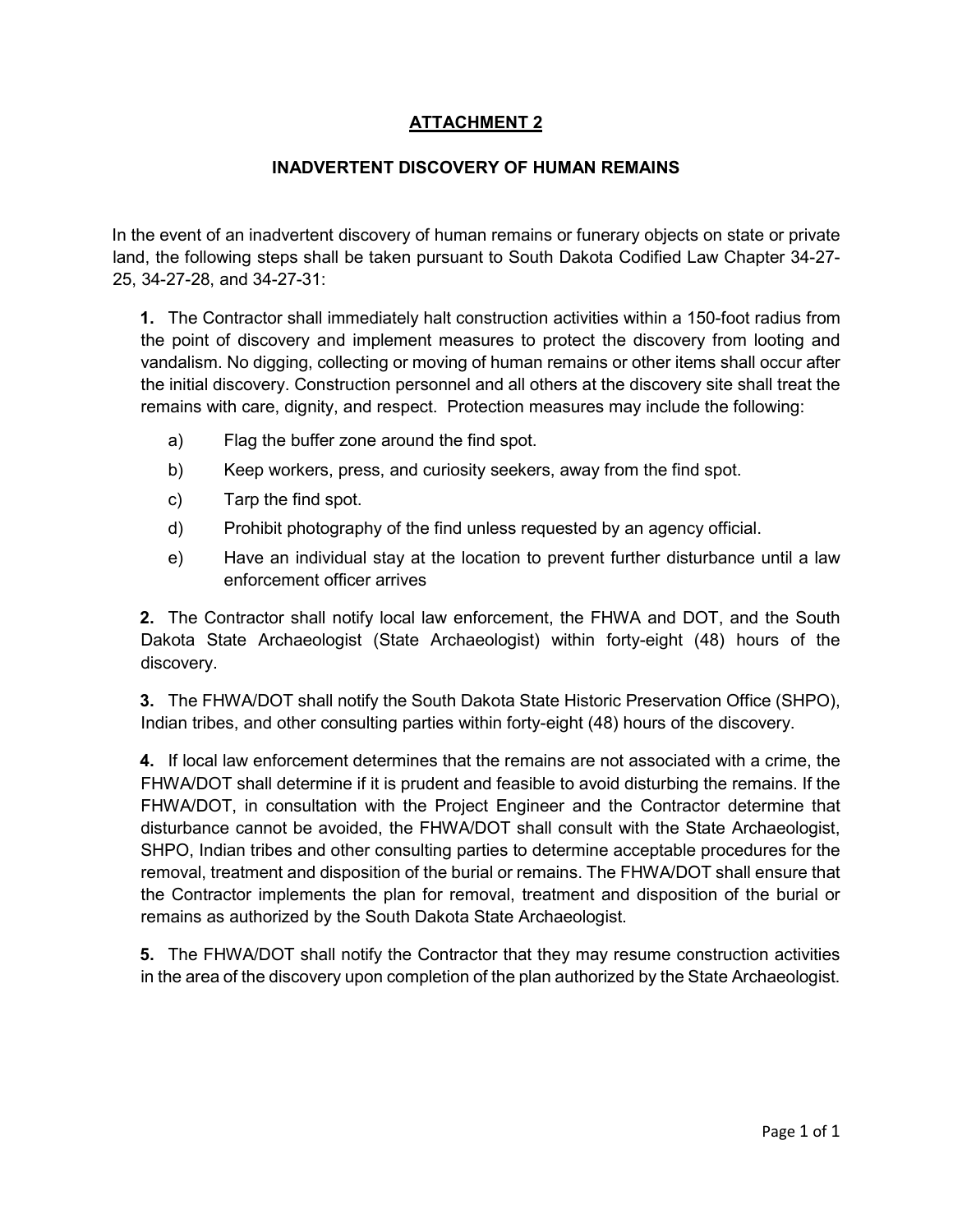# ATTACHMENT 2

## INADVERTENT DISCOVERY OF HUMAN REMAINS

In the event of an inadvertent discovery of human remains or funerary objects on state or private land, the following steps shall be taken pursuant to South Dakota Codified Law Chapter 34-27-25, 34-27-28, and 34-27-31:

**1.** The Contractor shall immediately halt construction activities within a 150-foot radius from the point of discovery and implement measures to protect the discovery from looting and vandalism. No digging, collecting or moving of human remains or other items shall occur after the initial discovery. Construction personnel and all others at the discovery site shall treat the remains with care, dignity, and respect. Protection measures may include the following:

- a) Flag the buffer zone around the find spot.
- b) Keep workers, press, and curiosity seekers, away from the find spot.
- c) Tarp the find spot.
- d) Prohibit photography of the find unless requested by an agency official.
- e) Have an individual stay at the location to prevent further disturbance until a law enforcement officer arrives

**2.** The Contractor shall notify local law enforcement, the FHWA and DOT, and the South Dakota State Archaeologist (State Archaeologist) within forty-eight (48) hours of the discovery.

**3.** The FHWA/DOT shall notify the South Dakota State Historic Preservation Office (SHPO), Indian tribes, and other consulting parties within forty-eight (48) hours of the discovery.

**4.** If local law enforcement determines that the remains are not associated with a crime, the FHWA/DOT shall determine if it is prudent and feasible to avoid disturbing the remains. If the FHWA/DOT, in consultation with the Project Engineer and the Contractor determine that disturbance cannot be avoided, the FHWA/DOT shall consult with the State Archaeologist, SHPO, Indian tribes and other consulting parties to determine acceptable procedures for the removal, treatment and disposition of the burial or remains. The FHWA/DOT shall ensure that the Contractor implements the plan for removal, treatment and disposition of the burial or remains as authorized by the South Dakota State Archaeologist.

**5.** The FHWA/DOT shall notify the Contractor that they may resume construction activities in the area of the discovery upon completion of the plan authorized by the State Archaeologist.